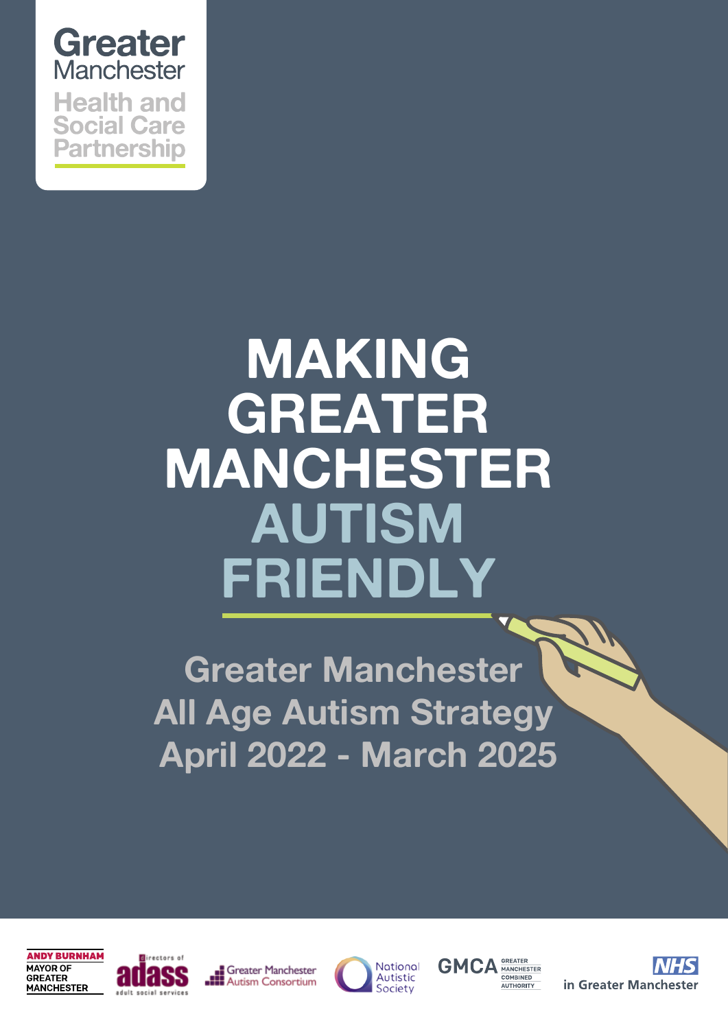Greater Manchester
Health and Social Care Partnership

# MAKING GREATER MANCHESTER AUTISM FRIENDLY

## Greater Manchester All Age Autism Strategy April 2022 - March 2025

ANDY BURNHAM MAYOR OF GREATER MANCHESTER

Directors of adass adult social services

Greater Manchester Autism Consortium

National Autistic Society

GMCA GREATER MANCHESTER COMBINED AUTHORITY

NHS in Greater Manchester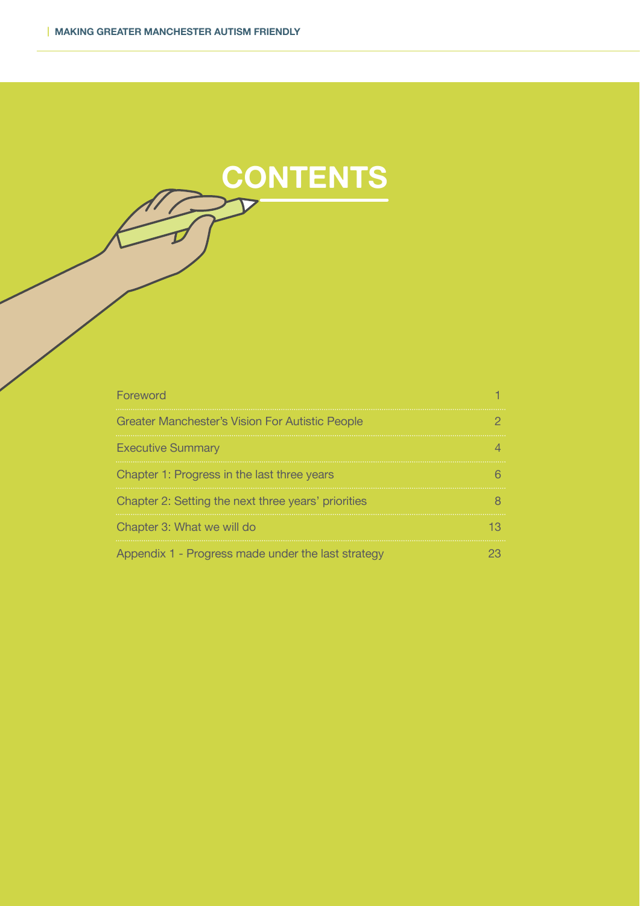# CONTENTS

| | |
|---|---|
| Foreword | 1 |
| Greater Manchester's Vision For Autistic People | 2 |
| Executive Summary | 4 |
| Chapter 1: Progress in the last three years | 6 |
| Chapter 2: Setting the next three years' priorities | 8 |
| Chapter 3: What we will do | 13 |
| Appendix 1 - Progress made under the last strategy | 23 |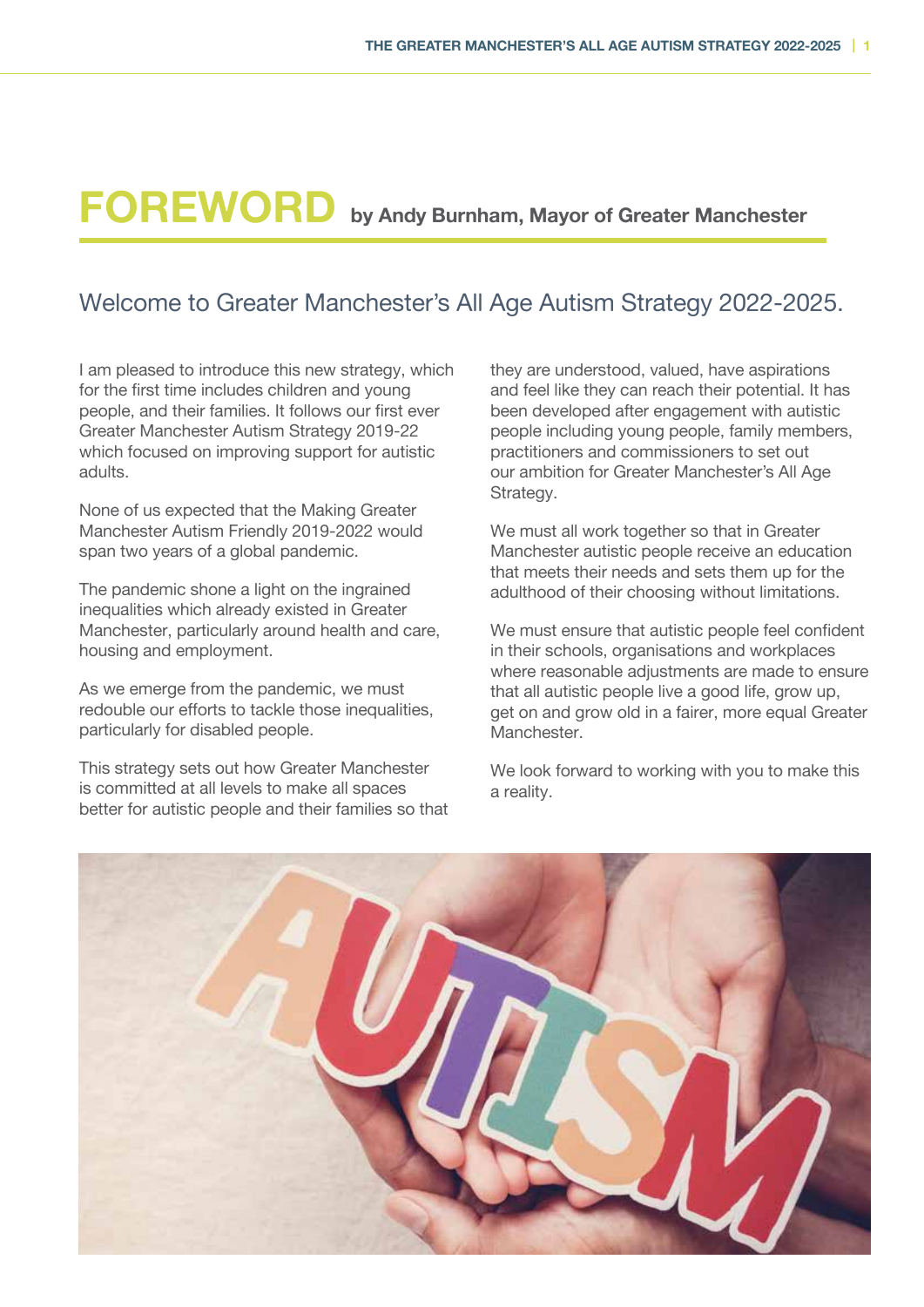# FOREWORD by Andy Burnham, Mayor of Greater Manchester

## Welcome to Greater Manchester's All Age Autism Strategy 2022-2025.

I am pleased to introduce this new strategy, which for the first time includes children and young people, and their families. It follows our first ever Greater Manchester Autism Strategy 2019-22 which focused on improving support for autistic adults.

None of us expected that the Making Greater Manchester Autism Friendly 2019-2022 would span two years of a global pandemic.

The pandemic shone a light on the ingrained inequalities which already existed in Greater Manchester, particularly around health and care, housing and employment.

As we emerge from the pandemic, we must redouble our efforts to tackle those inequalities, particularly for disabled people.

This strategy sets out how Greater Manchester is committed at all levels to make all spaces better for autistic people and their families so that they are understood, valued, have aspirations and feel like they can reach their potential. It has been developed after engagement with autistic people including young people, family members, practitioners and commissioners to set out our ambition for Greater Manchester's All Age Strategy.

We must all work together so that in Greater Manchester autistic people receive an education that meets their needs and sets them up for the adulthood of their choosing without limitations.

We must ensure that autistic people feel confident in their schools, organisations and workplaces where reasonable adjustments are made to ensure that all autistic people live a good life, grow up, get on and grow old in a fairer, more equal Greater Manchester.

We look forward to working with you to make this a reality.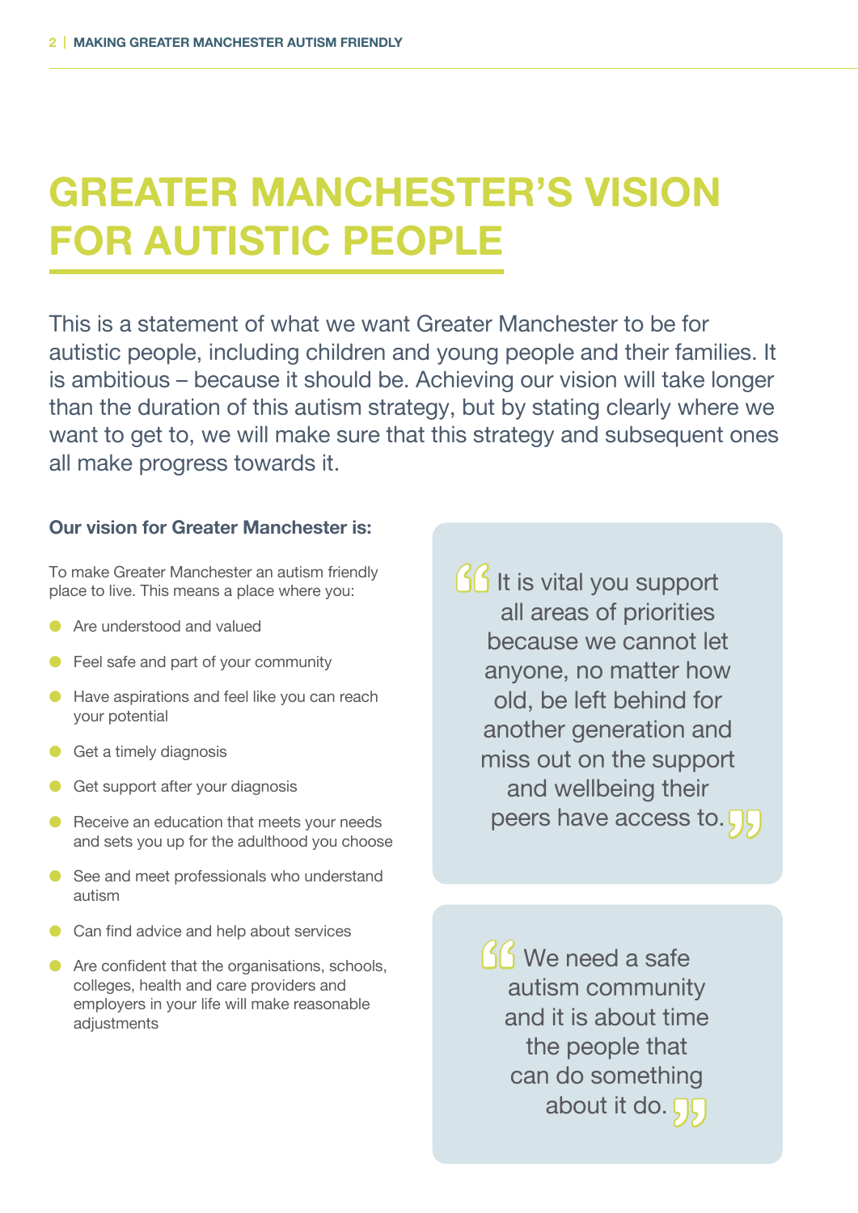# GREATER MANCHESTER'S VISION FOR AUTISTIC PEOPLE

This is a statement of what we want Greater Manchester to be for autistic people, including children and young people and their families. It is ambitious – because it should be. Achieving our vision will take longer than the duration of this autism strategy, but by stating clearly where we want to get to, we will make sure that this strategy and subsequent ones all make progress towards it.

**Our vision for Greater Manchester is:**

To make Greater Manchester an autism friendly place to live. This means a place where you:

- Are understood and valued
- Feel safe and part of your community
- Have aspirations and feel like you can reach your potential
- Get a timely diagnosis
- Get support after your diagnosis
- Receive an education that meets your needs and sets you up for the adulthood you choose
- See and meet professionals who understand autism
- Can find advice and help about services
- Are confident that the organisations, schools, colleges, health and care providers and employers in your life will make reasonable adjustments

> "It is vital you support all areas of priorities because we cannot let anyone, no matter how old, be left behind for another generation and miss out on the support and wellbeing their peers have access to."

> "We need a safe autism community and it is about time the people that can do something about it do."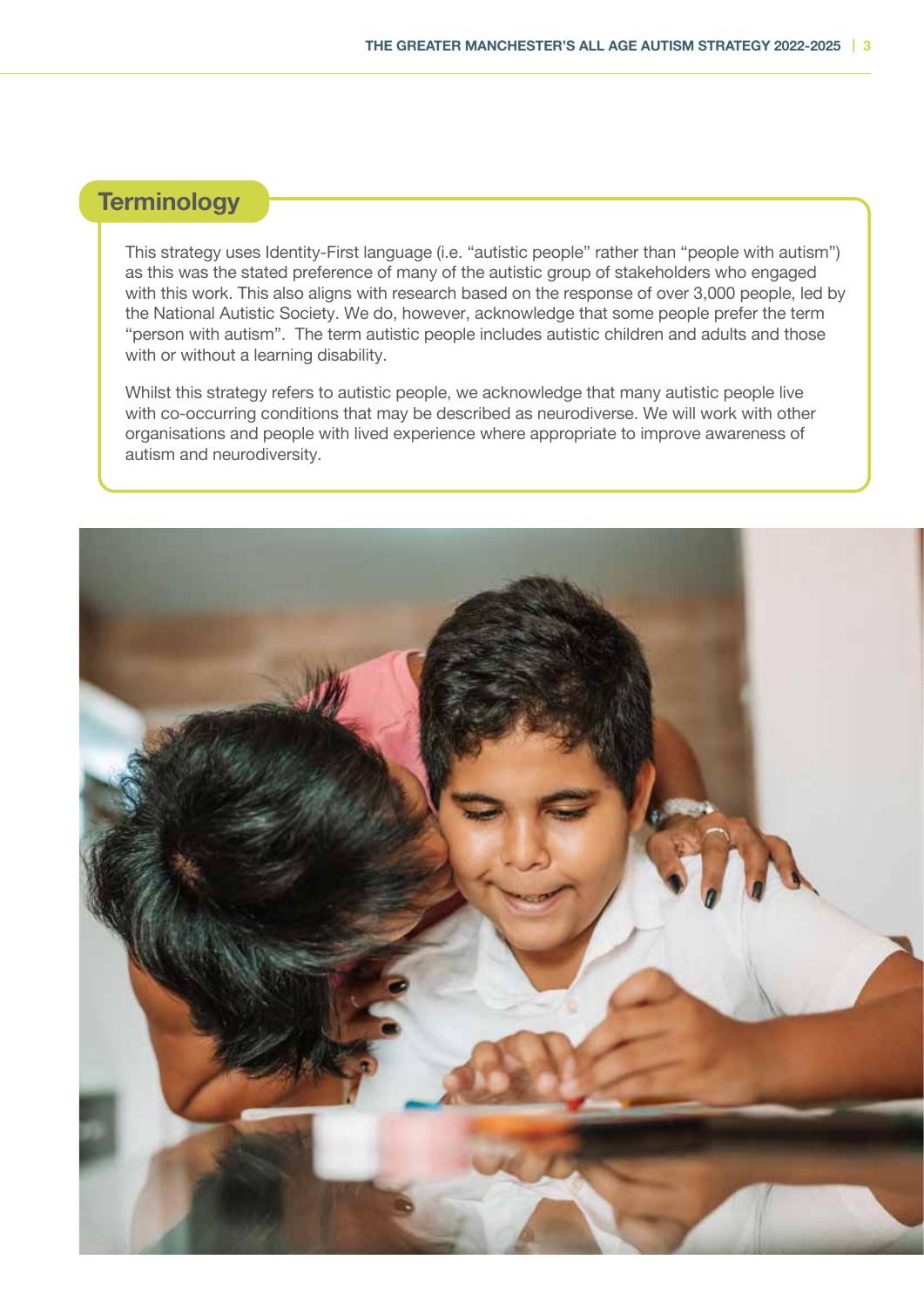## Terminology

This strategy uses Identity-First language (i.e. "autistic people" rather than "people with autism") as this was the stated preference of many of the autistic group of stakeholders who engaged with this work. This also aligns with research based on the response of over 3,000 people, led by the National Autistic Society. We do, however, acknowledge that some people prefer the term "person with autism". The term autistic people includes autistic children and adults and those with or without a learning disability.

Whilst this strategy refers to autistic people, we acknowledge that many autistic people live with co-occurring conditions that may be described as neurodiverse. We will work with other organisations and people with lived experience where appropriate to improve awareness of autism and neurodiversity.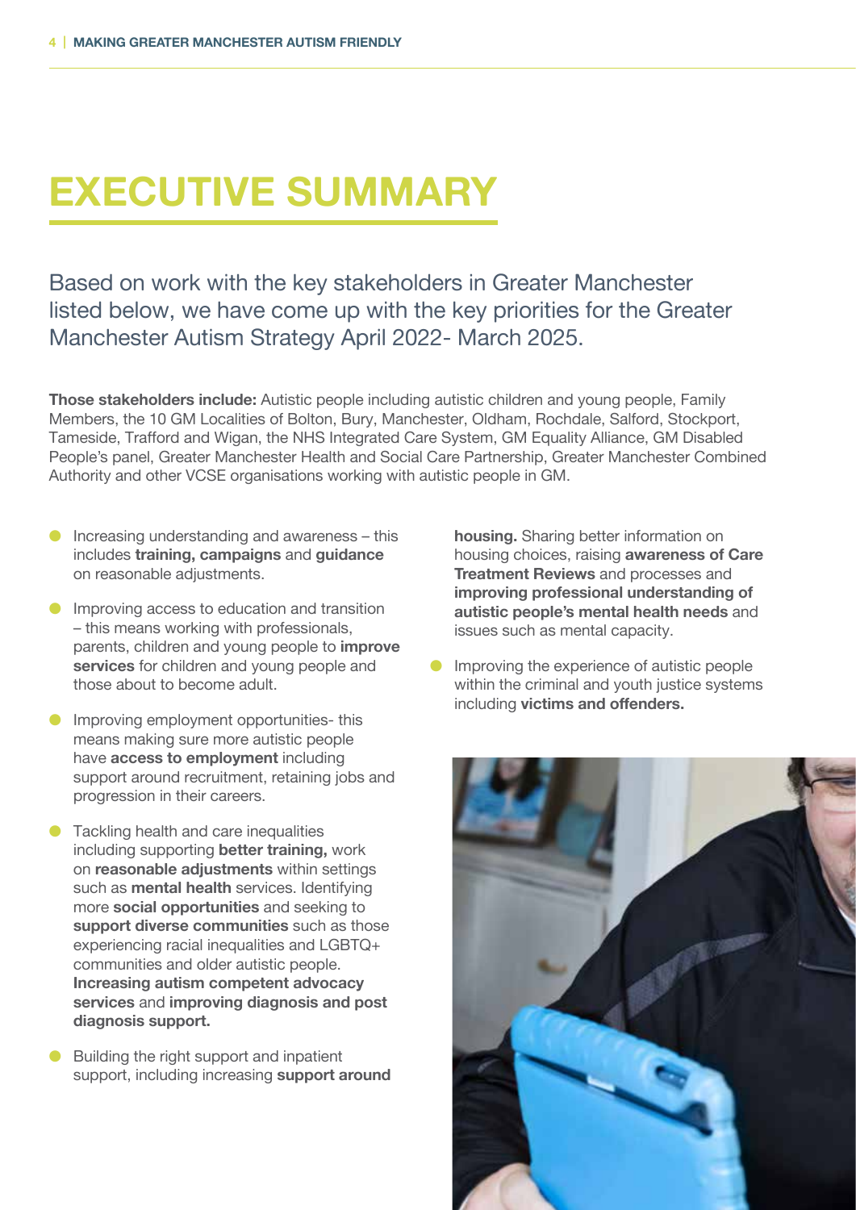# EXECUTIVE SUMMARY

Based on work with the key stakeholders in Greater Manchester listed below, we have come up with the key priorities for the Greater Manchester Autism Strategy April 2022- March 2025.

**Those stakeholders include:** Autistic people including autistic children and young people, Family Members, the 10 GM Localities of Bolton, Bury, Manchester, Oldham, Rochdale, Salford, Stockport, Tameside, Trafford and Wigan, the NHS Integrated Care System, GM Equality Alliance, GM Disabled People's panel, Greater Manchester Health and Social Care Partnership, Greater Manchester Combined Authority and other VCSE organisations working with autistic people in GM.

- Increasing understanding and awareness – this includes **training, campaigns** and **guidance** on reasonable adjustments.
- Improving access to education and transition – this means working with professionals, parents, children and young people to **improve services** for children and young people and those about to become adult.
- Improving employment opportunities- this means making sure more autistic people have **access to employment** including support around recruitment, retaining jobs and progression in their careers.
- Tackling health and care inequalities including supporting **better training,** work on **reasonable adjustments** within settings such as **mental health** services. Identifying more **social opportunities** and seeking to **support diverse communities** such as those experiencing racial inequalities and LGBTQ+ communities and older autistic people. **Increasing autism competent advocacy services** and **improving diagnosis and post diagnosis support.**
- Building the right support and inpatient support, including increasing **support around housing.** Sharing better information on housing choices, raising **awareness of Care Treatment Reviews** and processes and **improving professional understanding of autistic people's mental health needs** and issues such as mental capacity.
- Improving the experience of autistic people within the criminal and youth justice systems including **victims and offenders.**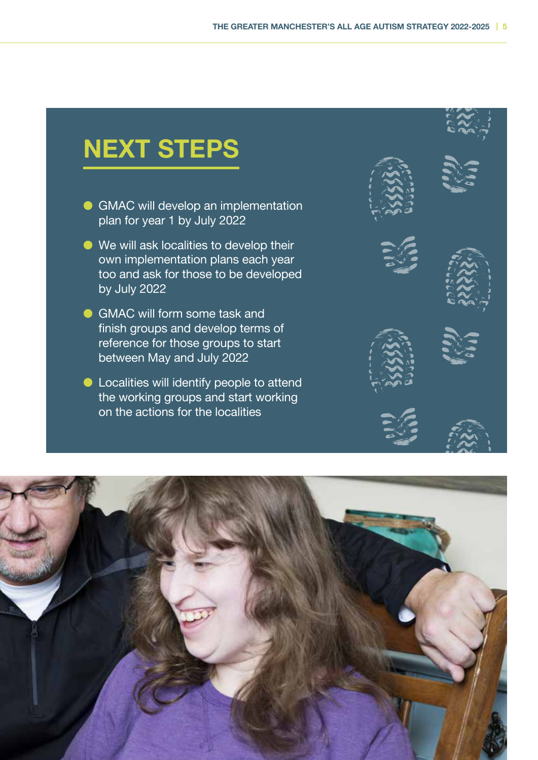# NEXT STEPS

- GMAC will develop an implementation plan for year 1 by July 2022
- We will ask localities to develop their own implementation plans each year too and ask for those to be developed by July 2022
- GMAC will form some task and finish groups and develop terms of reference for those groups to start between May and July 2022
- Localities will identify people to attend the working groups and start working on the actions for the localities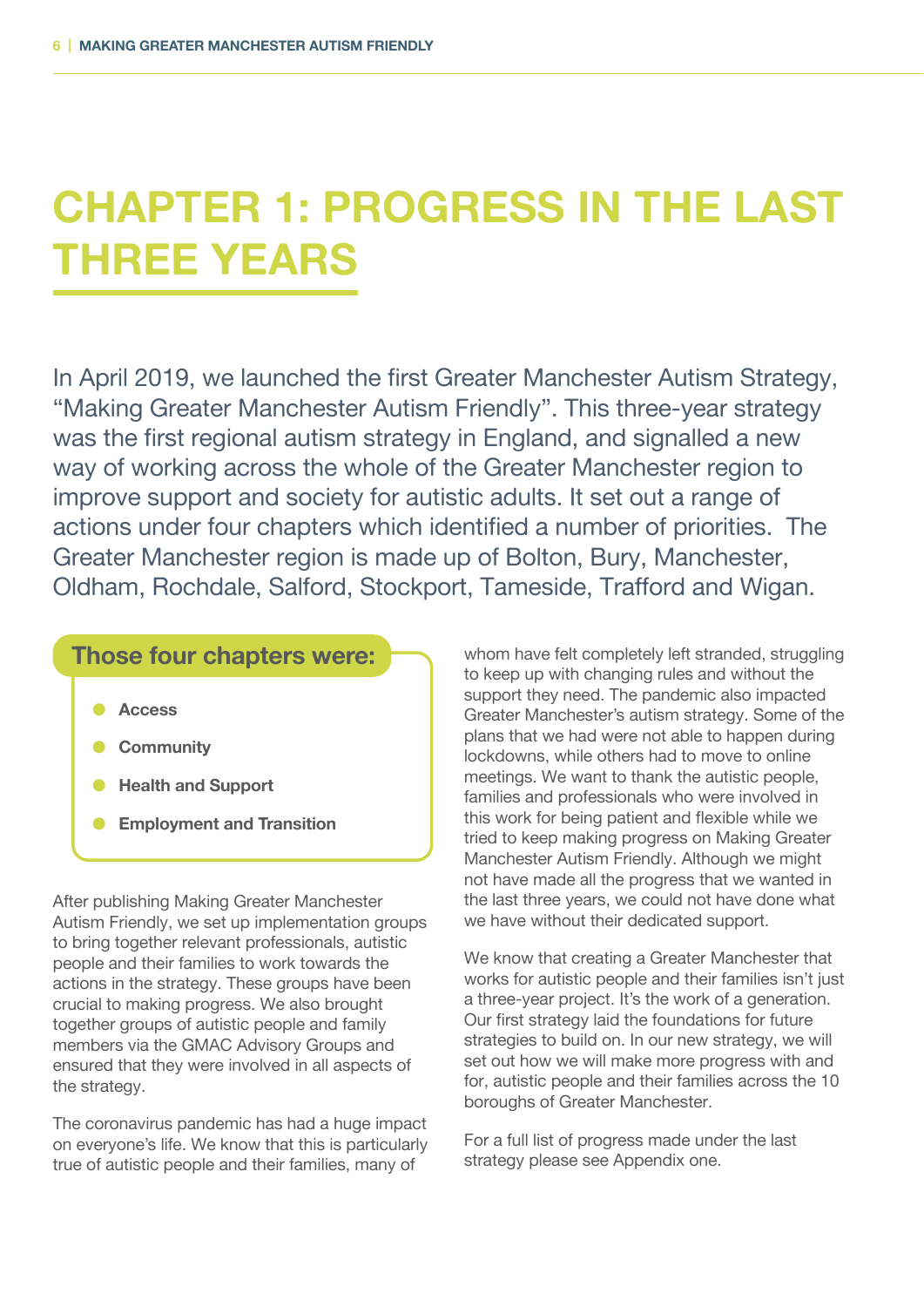# CHAPTER 1: PROGRESS IN THE LAST THREE YEARS

In April 2019, we launched the first Greater Manchester Autism Strategy, "Making Greater Manchester Autism Friendly". This three-year strategy was the first regional autism strategy in England, and signalled a new way of working across the whole of the Greater Manchester region to improve support and society for autistic adults. It set out a range of actions under four chapters which identified a number of priorities. The Greater Manchester region is made up of Bolton, Bury, Manchester, Oldham, Rochdale, Salford, Stockport, Tameside, Trafford and Wigan.

**Those four chapters were:**

- **Access**
- **Community**
- **Health and Support**
- **Employment and Transition**

After publishing Making Greater Manchester Autism Friendly, we set up implementation groups to bring together relevant professionals, autistic people and their families to work towards the actions in the strategy. These groups have been crucial to making progress. We also brought together groups of autistic people and family members via the GMAC Advisory Groups and ensured that they were involved in all aspects of the strategy.

The coronavirus pandemic has had a huge impact on everyone's life. We know that this is particularly true of autistic people and their families, many of whom have felt completely left stranded, struggling to keep up with changing rules and without the support they need. The pandemic also impacted Greater Manchester's autism strategy. Some of the plans that we had were not able to happen during lockdowns, while others had to move to online meetings. We want to thank the autistic people, families and professionals who were involved in this work for being patient and flexible while we tried to keep making progress on Making Greater Manchester Autism Friendly. Although we might not have made all the progress that we wanted in the last three years, we could not have done what we have without their dedicated support.

We know that creating a Greater Manchester that works for autistic people and their families isn't just a three-year project. It's the work of a generation. Our first strategy laid the foundations for future strategies to build on. In our new strategy, we will set out how we will make more progress with and for, autistic people and their families across the 10 boroughs of Greater Manchester.

For a full list of progress made under the last strategy please see Appendix one.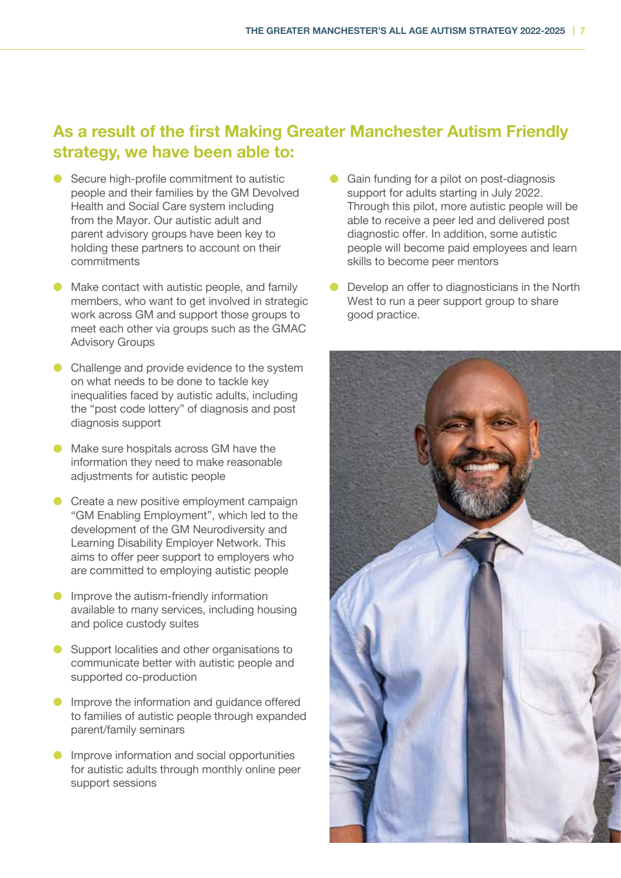## As a result of the first Making Greater Manchester Autism Friendly strategy, we have been able to:

- Secure high-profile commitment to autistic people and their families by the GM Devolved Health and Social Care system including from the Mayor. Our autistic adult and parent advisory groups have been key to holding these partners to account on their commitments
- Make contact with autistic people, and family members, who want to get involved in strategic work across GM and support those groups to meet each other via groups such as the GMAC Advisory Groups
- Challenge and provide evidence to the system on what needs to be done to tackle key inequalities faced by autistic adults, including the "post code lottery" of diagnosis and post diagnosis support
- Make sure hospitals across GM have the information they need to make reasonable adjustments for autistic people
- Create a new positive employment campaign "GM Enabling Employment", which led to the development of the GM Neurodiversity and Learning Disability Employer Network. This aims to offer peer support to employers who are committed to employing autistic people
- Improve the autism-friendly information available to many services, including housing and police custody suites
- Support localities and other organisations to communicate better with autistic people and supported co-production
- Improve the information and guidance offered to families of autistic people through expanded parent/family seminars
- Improve information and social opportunities for autistic adults through monthly online peer support sessions
- Gain funding for a pilot on post-diagnosis support for adults starting in July 2022. Through this pilot, more autistic people will be able to receive a peer led and delivered post diagnostic offer. In addition, some autistic people will become paid employees and learn skills to become peer mentors
- Develop an offer to diagnosticians in the North West to run a peer support group to share good practice.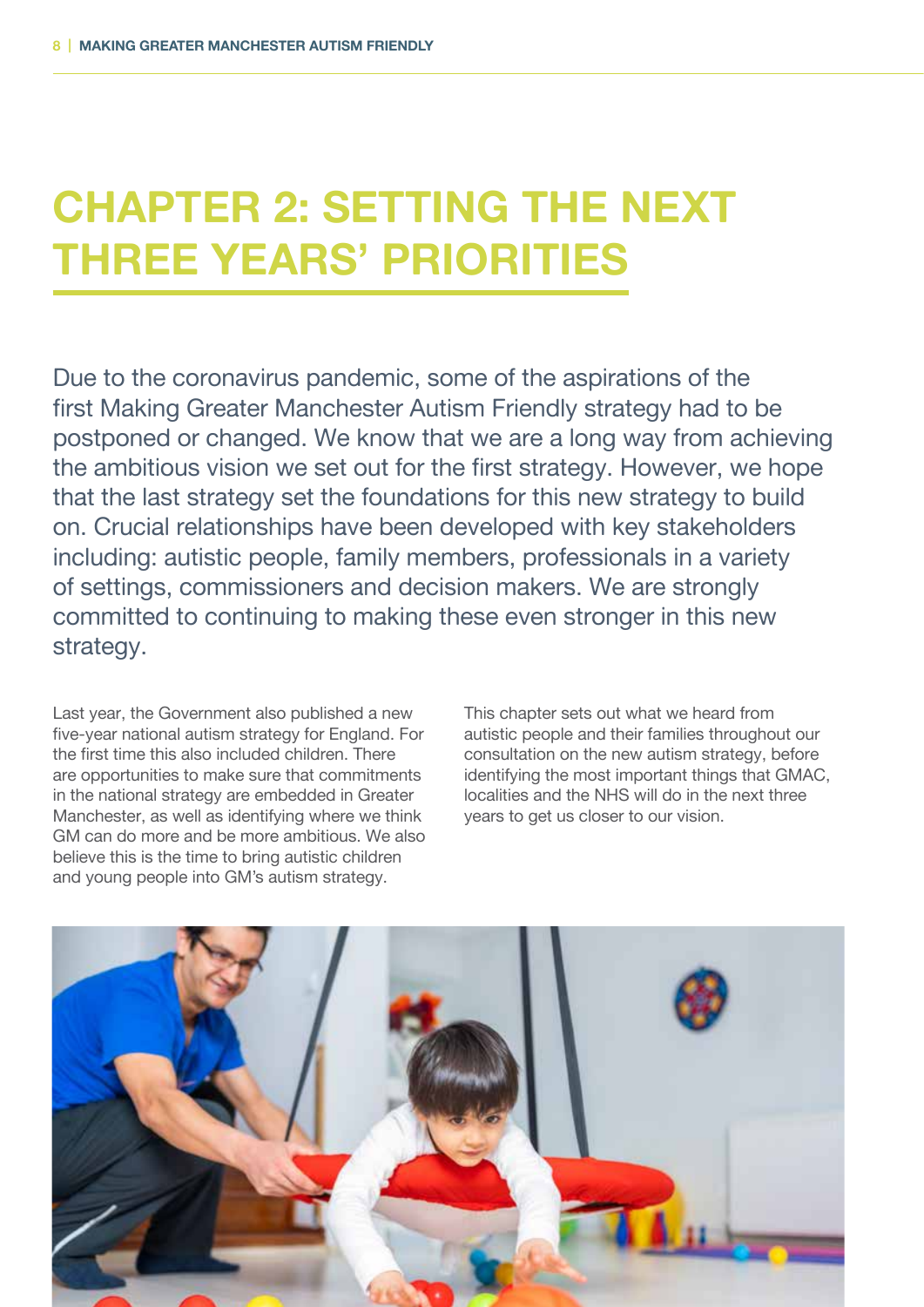# CHAPTER 2: SETTING THE NEXT THREE YEARS' PRIORITIES

Due to the coronavirus pandemic, some of the aspirations of the first Making Greater Manchester Autism Friendly strategy had to be postponed or changed. We know that we are a long way from achieving the ambitious vision we set out for the first strategy. However, we hope that the last strategy set the foundations for this new strategy to build on. Crucial relationships have been developed with key stakeholders including: autistic people, family members, professionals in a variety of settings, commissioners and decision makers. We are strongly committed to continuing to making these even stronger in this new strategy.

Last year, the Government also published a new five-year national autism strategy for England. For the first time this also included children. There are opportunities to make sure that commitments in the national strategy are embedded in Greater Manchester, as well as identifying where we think GM can do more and be more ambitious. We also believe this is the time to bring autistic children and young people into GM's autism strategy.

This chapter sets out what we heard from autistic people and their families throughout our consultation on the new autism strategy, before identifying the most important things that GMAC, localities and the NHS will do in the next three years to get us closer to our vision.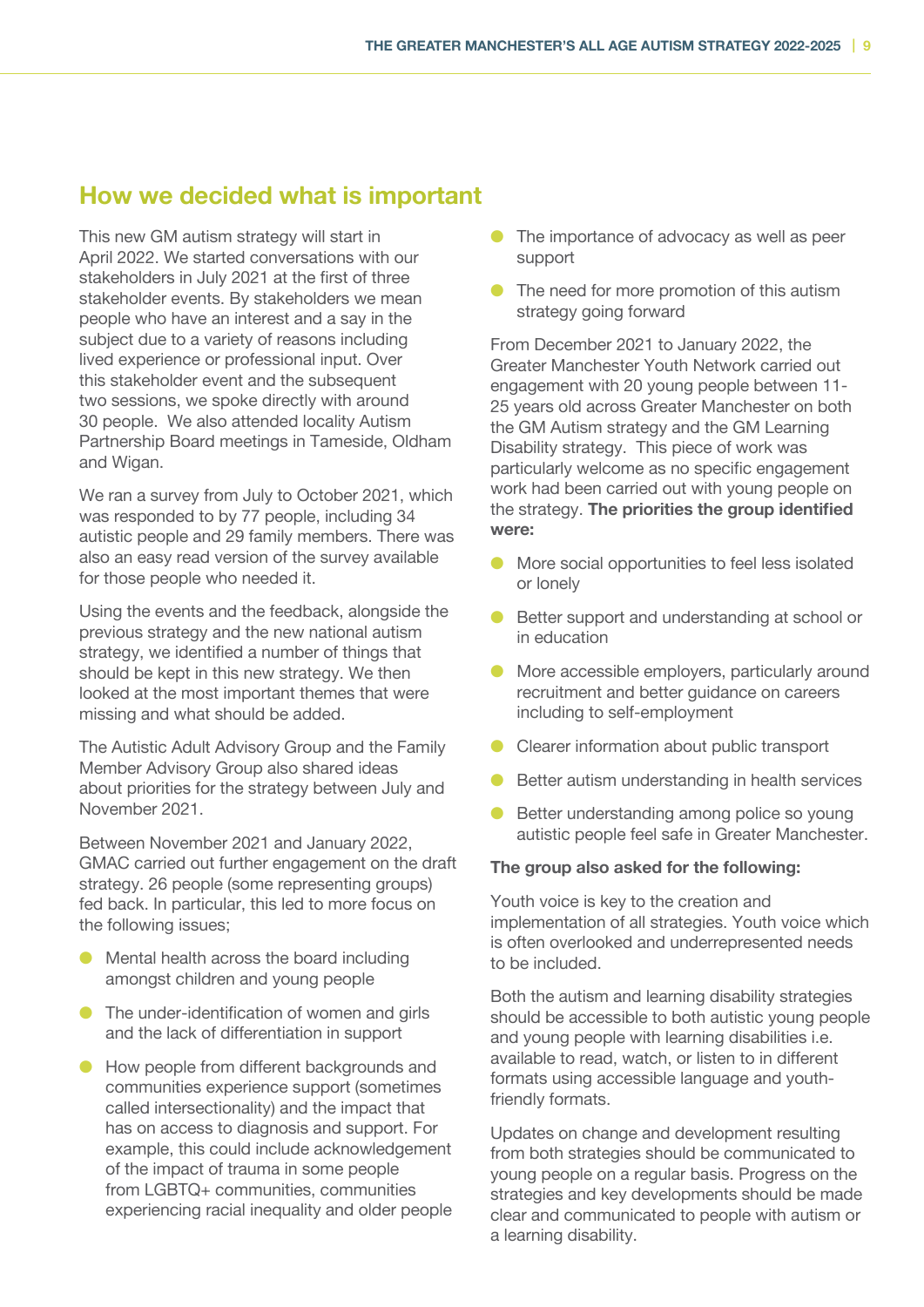## How we decided what is important

This new GM autism strategy will start in April 2022. We started conversations with our stakeholders in July 2021 at the first of three stakeholder events. By stakeholders we mean people who have an interest and a say in the subject due to a variety of reasons including lived experience or professional input. Over this stakeholder event and the subsequent two sessions, we spoke directly with around 30 people. We also attended locality Autism Partnership Board meetings in Tameside, Oldham and Wigan.

We ran a survey from July to October 2021, which was responded to by 77 people, including 34 autistic people and 29 family members. There was also an easy read version of the survey available for those people who needed it.

Using the events and the feedback, alongside the previous strategy and the new national autism strategy, we identified a number of things that should be kept in this new strategy. We then looked at the most important themes that were missing and what should be added.

The Autistic Adult Advisory Group and the Family Member Advisory Group also shared ideas about priorities for the strategy between July and November 2021.

Between November 2021 and January 2022, GMAC carried out further engagement on the draft strategy. 26 people (some representing groups) fed back. In particular, this led to more focus on the following issues;

- Mental health across the board including amongst children and young people
- The under-identification of women and girls and the lack of differentiation in support
- How people from different backgrounds and communities experience support (sometimes called intersectionality) and the impact that has on access to diagnosis and support. For example, this could include acknowledgement of the impact of trauma in some people from LGBTQ+ communities, communities experiencing racial inequality and older people
- The importance of advocacy as well as peer support
- The need for more promotion of this autism strategy going forward

From December 2021 to January 2022, the Greater Manchester Youth Network carried out engagement with 20 young people between 11-25 years old across Greater Manchester on both the GM Autism strategy and the GM Learning Disability strategy. This piece of work was particularly welcome as no specific engagement work had been carried out with young people on the strategy. **The priorities the group identified were:**

- More social opportunities to feel less isolated or lonely
- Better support and understanding at school or in education
- More accessible employers, particularly around recruitment and better guidance on careers including to self-employment
- Clearer information about public transport
- Better autism understanding in health services
- Better understanding among police so young autistic people feel safe in Greater Manchester.

**The group also asked for the following:**

Youth voice is key to the creation and implementation of all strategies. Youth voice which is often overlooked and underrepresented needs to be included.

Both the autism and learning disability strategies should be accessible to both autistic young people and young people with learning disabilities i.e. available to read, watch, or listen to in different formats using accessible language and youth-friendly formats.

Updates on change and development resulting from both strategies should be communicated to young people on a regular basis. Progress on the strategies and key developments should be made clear and communicated to people with autism or a learning disability.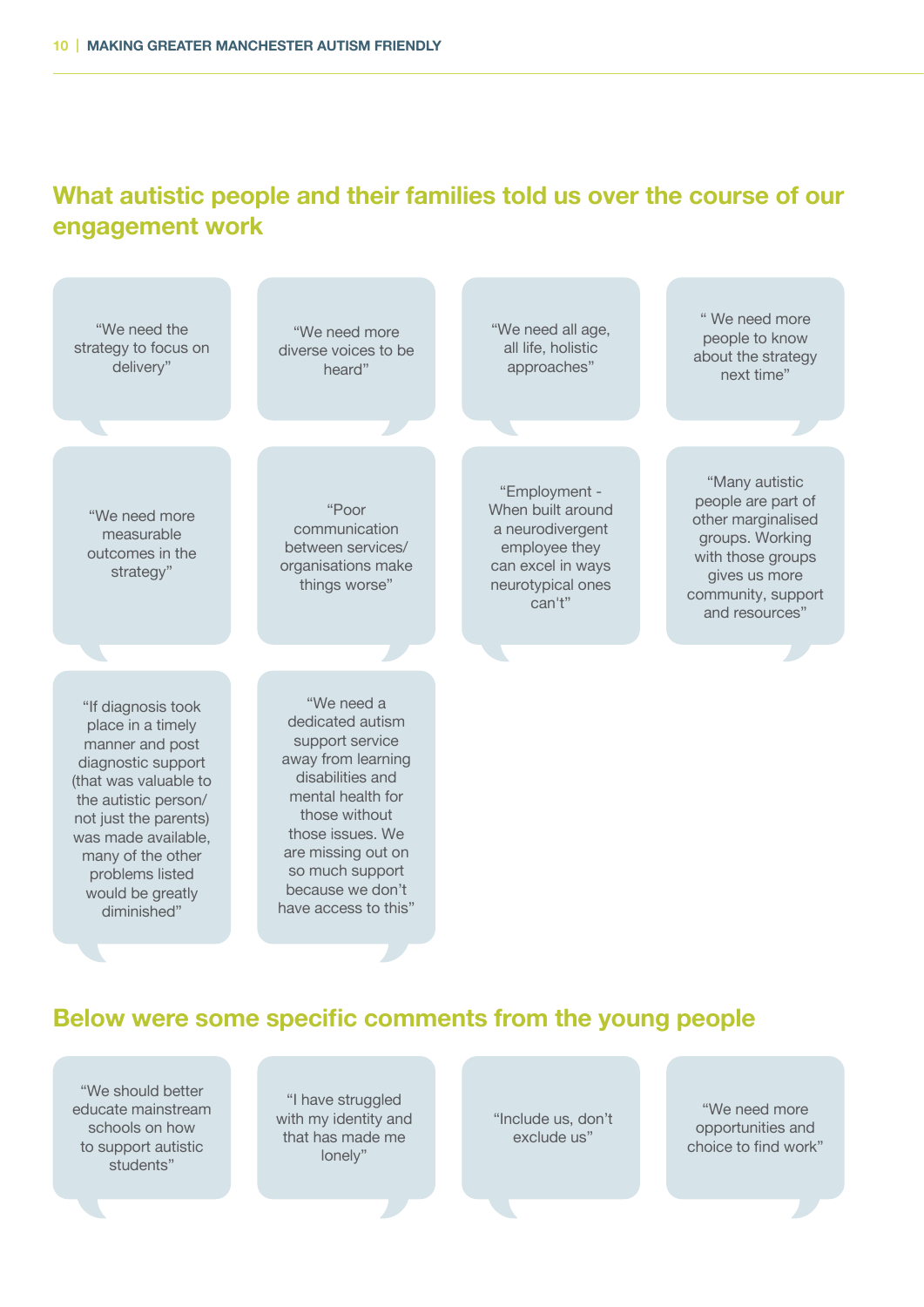## What autistic people and their families told us over the course of our engagement work

"We need the strategy to focus on delivery"

"We need more diverse voices to be heard"

"We need all age, all life, holistic approaches"

" We need more people to know about the strategy next time"

"We need more measurable outcomes in the strategy"

"Poor communication between services/ organisations make things worse"

"Employment - When built around a neurodivergent employee they can excel in ways neurotypical ones can't"

"Many autistic people are part of other marginalised groups. Working with those groups gives us more community, support and resources"

"If diagnosis took place in a timely manner and post diagnostic support (that was valuable to the autistic person/ not just the parents) was made available, many of the other problems listed would be greatly diminished"

"We need a dedicated autism support service away from learning disabilities and mental health for those without those issues. We are missing out on so much support because we don't have access to this"

## Below were some specific comments from the young people

"We should better educate mainstream schools on how to support autistic students"

"I have struggled with my identity and that has made me lonely"

"Include us, don't exclude us"

"We need more opportunities and choice to find work"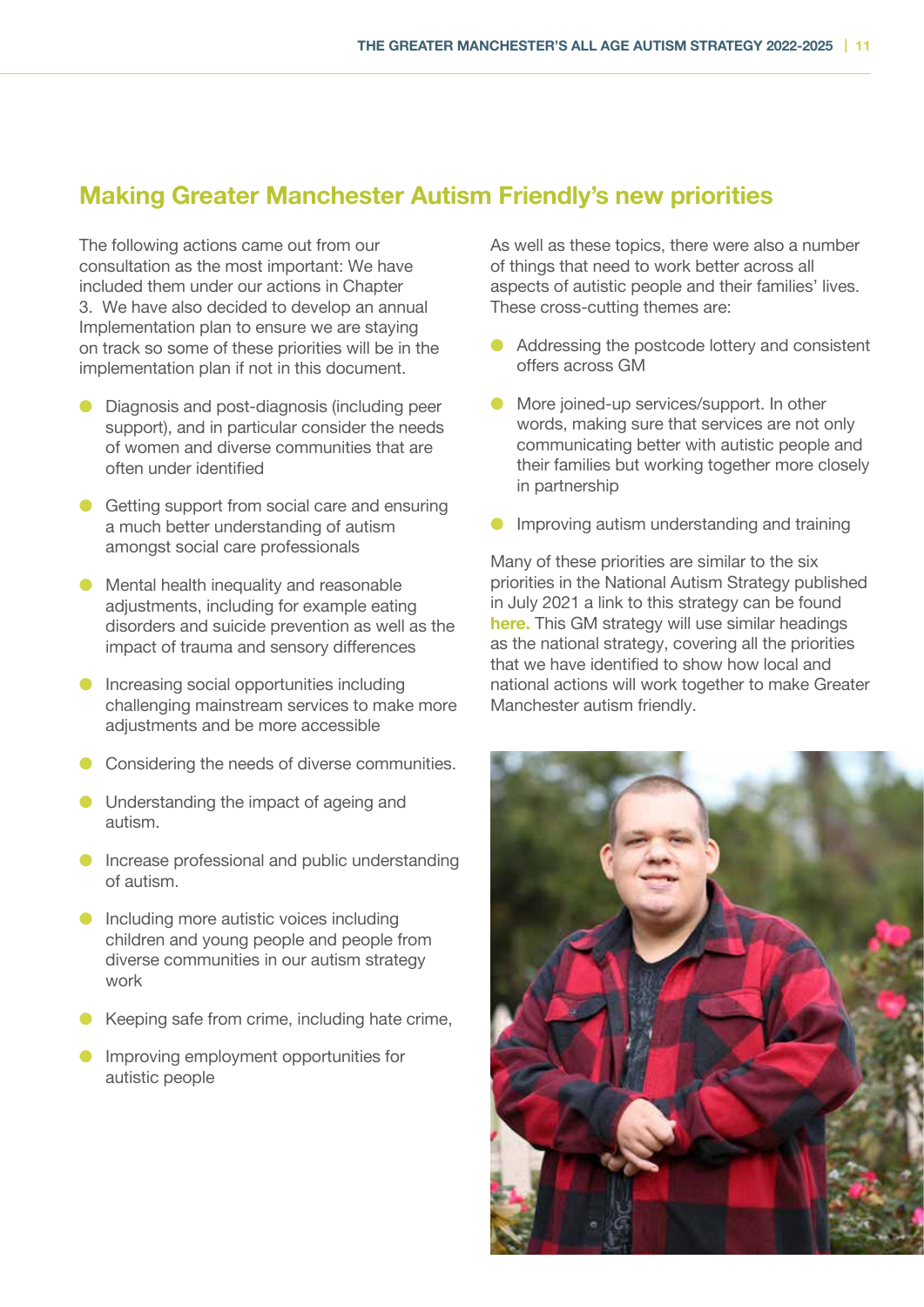## Making Greater Manchester Autism Friendly's new priorities

The following actions came out from our consultation as the most important: We have included them under our actions in Chapter 3. We have also decided to develop an annual Implementation plan to ensure we are staying on track so some of these priorities will be in the implementation plan if not in this document.

- Diagnosis and post-diagnosis (including peer support), and in particular consider the needs of women and diverse communities that are often under identified
- Getting support from social care and ensuring a much better understanding of autism amongst social care professionals
- Mental health inequality and reasonable adjustments, including for example eating disorders and suicide prevention as well as the impact of trauma and sensory differences
- Increasing social opportunities including challenging mainstream services to make more adjustments and be more accessible
- Considering the needs of diverse communities.
- Understanding the impact of ageing and autism.
- Increase professional and public understanding of autism.
- Including more autistic voices including children and young people and people from diverse communities in our autism strategy work
- Keeping safe from crime, including hate crime,
- Improving employment opportunities for autistic people

As well as these topics, there were also a number of things that need to work better across all aspects of autistic people and their families' lives. These cross-cutting themes are:

- Addressing the postcode lottery and consistent offers across GM
- More joined-up services/support. In other words, making sure that services are not only communicating better with autistic people and their families but working together more closely in partnership
- Improving autism understanding and training

Many of these priorities are similar to the six priorities in the National Autism Strategy published in July 2021 a link to this strategy can be found **here.** This GM strategy will use similar headings as the national strategy, covering all the priorities that we have identified to show how local and national actions will work together to make Greater Manchester autism friendly.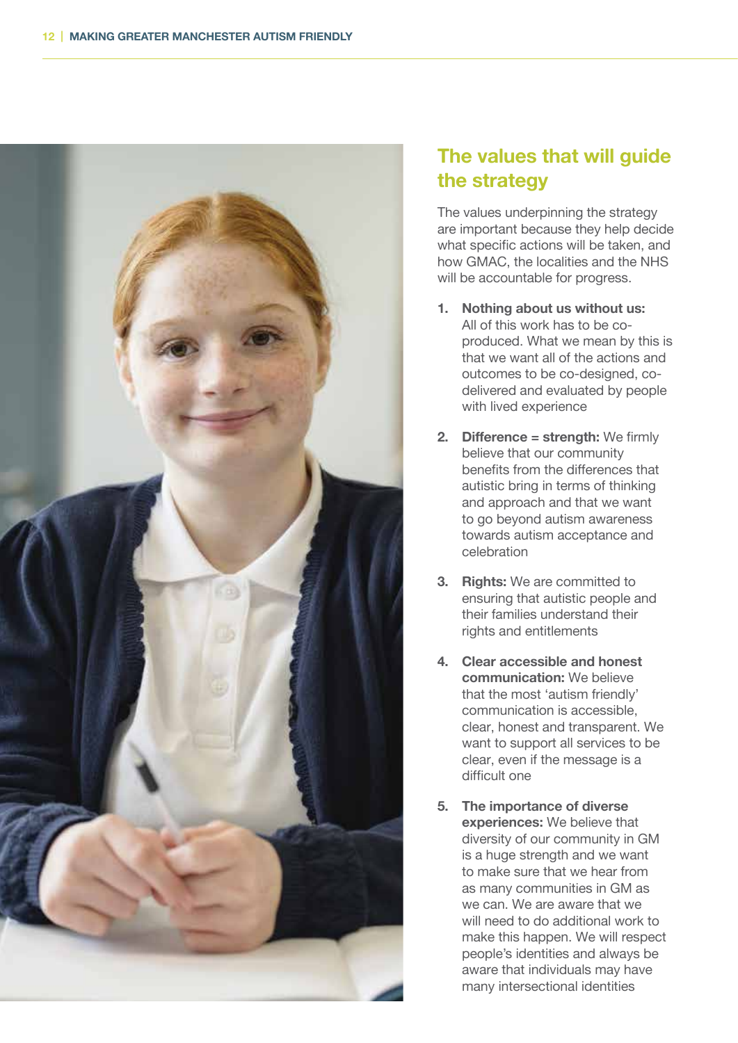## The values that will guide the strategy

The values underpinning the strategy are important because they help decide what specific actions will be taken, and how GMAC, the localities and the NHS will be accountable for progress.

1. **Nothing about us without us:** All of this work has to be co-produced. What we mean by this is that we want all of the actions and outcomes to be co-designed, co-delivered and evaluated by people with lived experience
2. **Difference = strength:** We firmly believe that our community benefits from the differences that autistic bring in terms of thinking and approach and that we want to go beyond autism awareness towards autism acceptance and celebration
3. **Rights:** We are committed to ensuring that autistic people and their families understand their rights and entitlements
4. **Clear accessible and honest communication:** We believe that the most 'autism friendly' communication is accessible, clear, honest and transparent. We want to support all services to be clear, even if the message is a difficult one
5. **The importance of diverse experiences:** We believe that diversity of our community in GM is a huge strength and we want to make sure that we hear from as many communities in GM as we can. We are aware that we will need to do additional work to make this happen. We will respect people's identities and always be aware that individuals may have many intersectional identities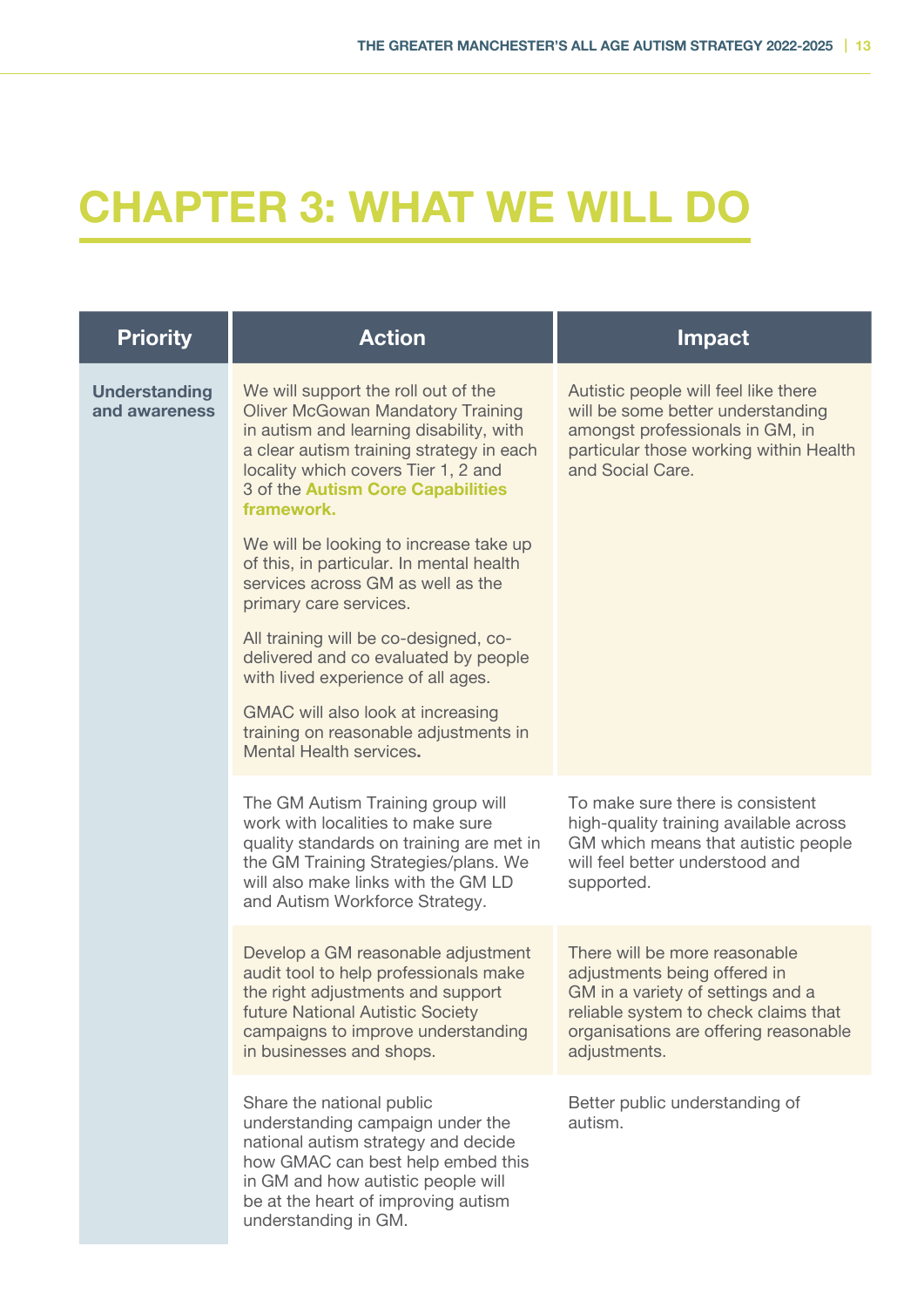# CHAPTER 3: WHAT WE WILL DO

| Priority | Action | Impact |
|---|---|---|
| **Understanding and awareness** | We will support the roll out of the Oliver McGowan Mandatory Training in autism and learning disability, with a clear autism training strategy in each locality which covers Tier 1, 2 and 3 of the **Autism Core Capabilities framework.**<br><br>We will be looking to increase take up of this, in particular. In mental health services across GM as well as the primary care services.<br><br>All training will be co-designed, co-delivered and co evaluated by people with lived experience of all ages.<br><br>GMAC will also look at increasing training on reasonable adjustments in Mental Health services. | Autistic people will feel like there will be some better understanding amongst professionals in GM, in particular those working within Health and Social Care. |
| | The GM Autism Training group will work with localities to make sure quality standards on training are met in the GM Training Strategies/plans. We will also make links with the GM LD and Autism Workforce Strategy. | To make sure there is consistent high-quality training available across GM which means that autistic people will feel better understood and supported. |
| | Develop a GM reasonable adjustment audit tool to help professionals make the right adjustments and support future National Autistic Society campaigns to improve understanding in businesses and shops. | There will be more reasonable adjustments being offered in GM in a variety of settings and a reliable system to check claims that organisations are offering reasonable adjustments. |
| | Share the national public understanding campaign under the national autism strategy and decide how GMAC can best help embed this in GM and how autistic people will be at the heart of improving autism understanding in GM. | Better public understanding of autism. |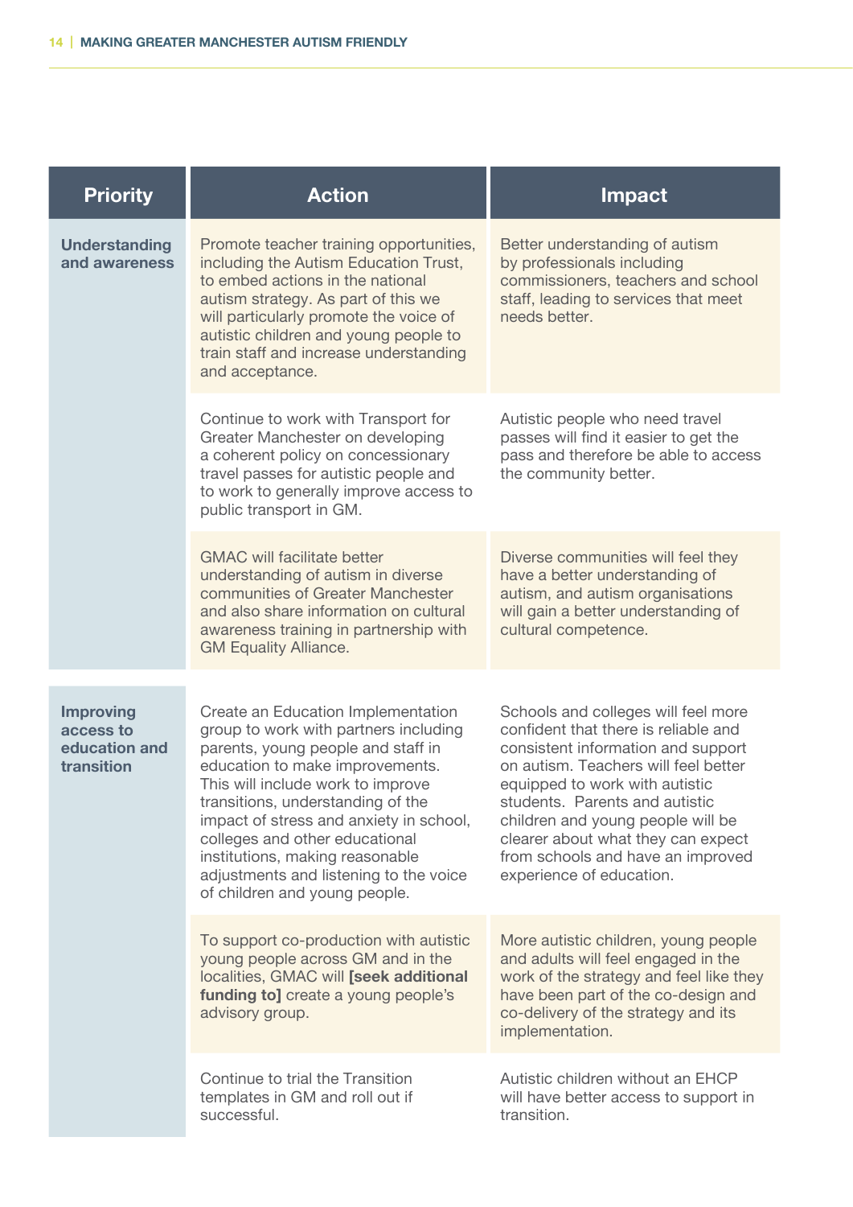| Priority | Action | Impact |
|---|---|---|
| **Understanding and awareness** | Promote teacher training opportunities, including the Autism Education Trust, to embed actions in the national autism strategy. As part of this we will particularly promote the voice of autistic children and young people to train staff and increase understanding and acceptance. | Better understanding of autism by professionals including commissioners, teachers and school staff, leading to services that meet needs better. |
| | Continue to work with Transport for Greater Manchester on developing a coherent policy on concessionary travel passes for autistic people and to work to generally improve access to public transport in GM. | Autistic people who need travel passes will find it easier to get the pass and therefore be able to access the community better. |
| | GMAC will facilitate better understanding of autism in diverse communities of Greater Manchester and also share information on cultural awareness training in partnership with GM Equality Alliance. | Diverse communities will feel they have a better understanding of autism, and autism organisations will gain a better understanding of cultural competence. |
| **Improving access to education and transition** | Create an Education Implementation group to work with partners including parents, young people and staff in education to make improvements. This will include work to improve transitions, understanding of the impact of stress and anxiety in school, colleges and other educational institutions, making reasonable adjustments and listening to the voice of children and young people. | Schools and colleges will feel more confident that there is reliable and consistent information and support on autism. Teachers will feel better equipped to work with autistic students. Parents and autistic children and young people will be clearer about what they can expect from schools and have an improved experience of education. |
| | To support co-production with autistic young people across GM and in the localities, GMAC will **[seek additional funding to]** create a young people's advisory group. | More autistic children, young people and adults will feel engaged in the work of the strategy and feel like they have been part of the co-design and co-delivery of the strategy and its implementation. |
| | Continue to trial the Transition templates in GM and roll out if successful. | Autistic children without an EHCP will have better access to support in transition. |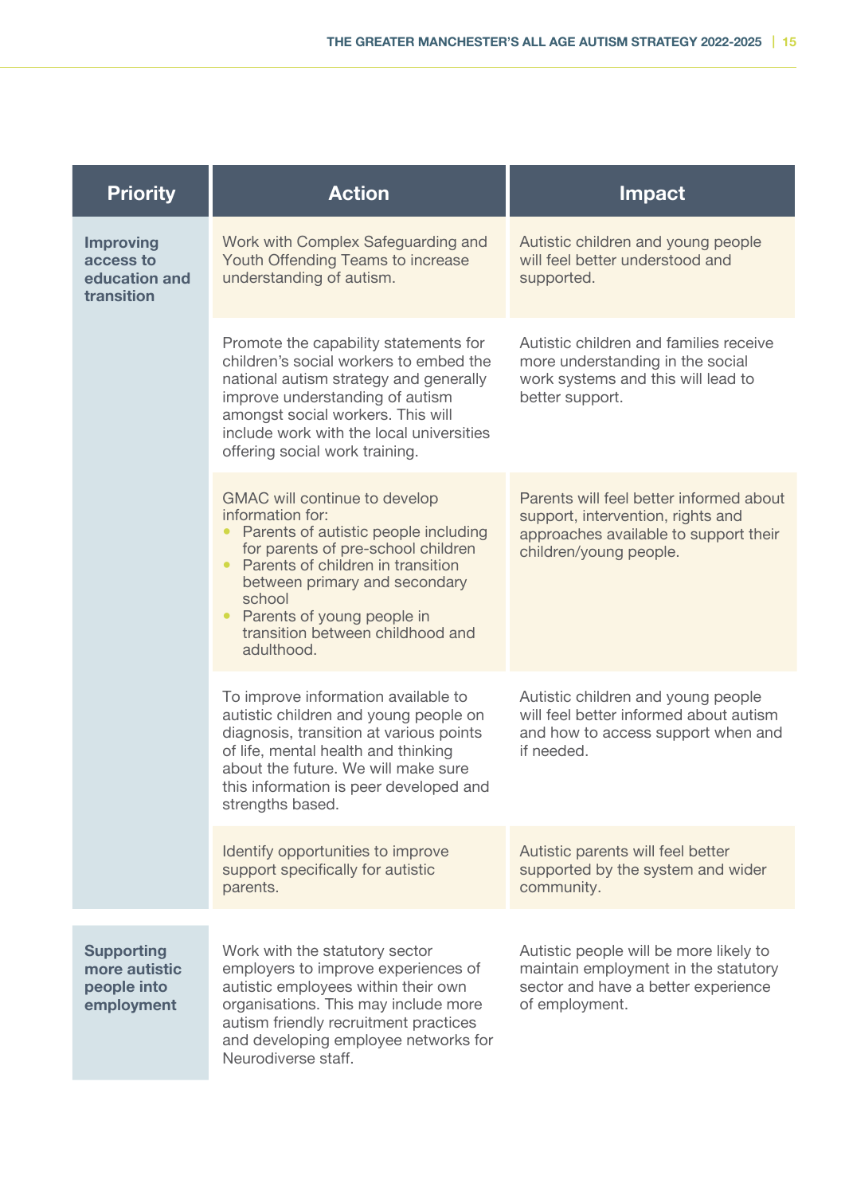| Priority | Action | Impact |
|---|---|---|
| **Improving access to education and transition** | Work with Complex Safeguarding and Youth Offending Teams to increase understanding of autism. | Autistic children and young people will feel better understood and supported. |
| | Promote the capability statements for children's social workers to embed the national autism strategy and generally improve understanding of autism amongst social workers. This will include work with the local universities offering social work training. | Autistic children and families receive more understanding in the social work systems and this will lead to better support. |
| | GMAC will continue to develop information for:<br>• Parents of autistic people including for parents of pre-school children<br>• Parents of children in transition between primary and secondary school<br>• Parents of young people in transition between childhood and adulthood. | Parents will feel better informed about support, intervention, rights and approaches available to support their children/young people. |
| | To improve information available to autistic children and young people on diagnosis, transition at various points of life, mental health and thinking about the future. We will make sure this information is peer developed and strengths based. | Autistic children and young people will feel better informed about autism and how to access support when and if needed. |
| | Identify opportunities to improve support specifically for autistic parents. | Autistic parents will feel better supported by the system and wider community. |
| **Supporting more autistic people into employment** | Work with the statutory sector employers to improve experiences of autistic employees within their own organisations. This may include more autism friendly recruitment practices and developing employee networks for Neurodiverse staff. | Autistic people will be more likely to maintain employment in the statutory sector and have a better experience of employment. |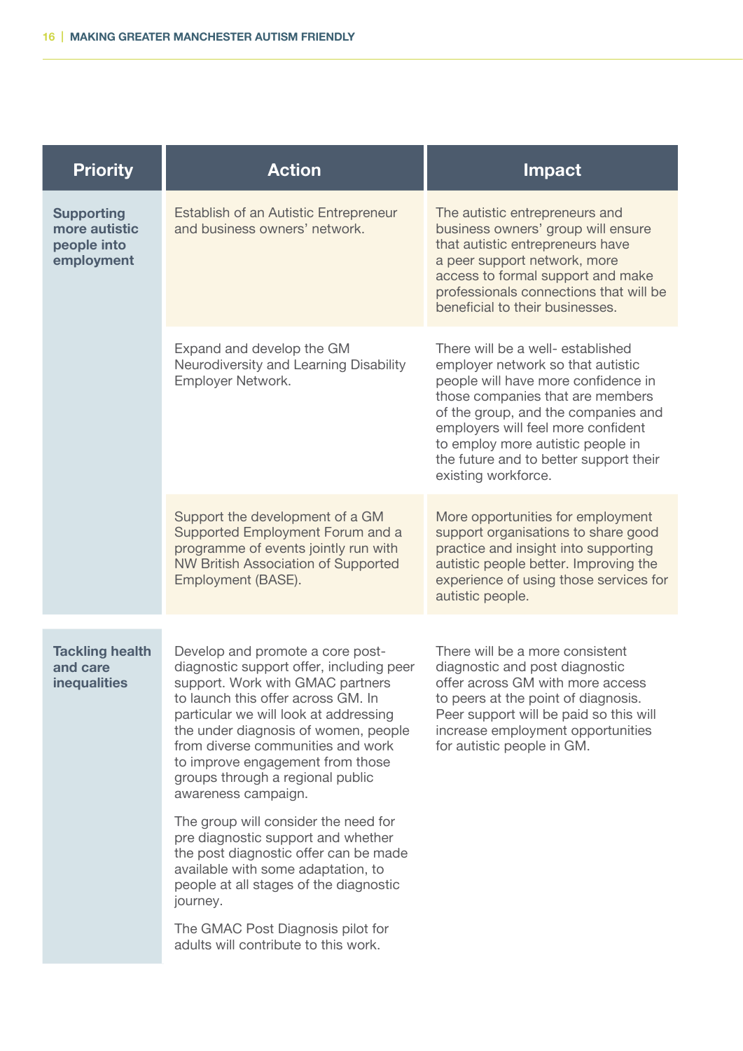| Priority | Action | Impact |
|---|---|---|
| **Supporting more autistic people into employment** | Establish of an Autistic Entrepreneur and business owners' network. | The autistic entrepreneurs and business owners' group will ensure that autistic entrepreneurs have a peer support network, more access to formal support and make professionals connections that will be beneficial to their businesses. |
| | Expand and develop the GM Neurodiversity and Learning Disability Employer Network. | There will be a well- established employer network so that autistic people will have more confidence in those companies that are members of the group, and the companies and employers will feel more confident to employ more autistic people in the future and to better support their existing workforce. |
| | Support the development of a GM Supported Employment Forum and a programme of events jointly run with NW British Association of Supported Employment (BASE). | More opportunities for employment support organisations to share good practice and insight into supporting autistic people better. Improving the experience of using those services for autistic people. |
| **Tackling health and care inequalities** | Develop and promote a core post-diagnostic support offer, including peer support. Work with GMAC partners to launch this offer across GM. In particular we will look at addressing the under diagnosis of women, people from diverse communities and work to improve engagement from those groups through a regional public awareness campaign.<br><br>The group will consider the need for pre diagnostic support and whether the post diagnostic offer can be made available with some adaptation, to people at all stages of the diagnostic journey.<br><br>The GMAC Post Diagnosis pilot for adults will contribute to this work. | There will be a more consistent diagnostic and post diagnostic offer across GM with more access to peers at the point of diagnosis. Peer support will be paid so this will increase employment opportunities for autistic people in GM. |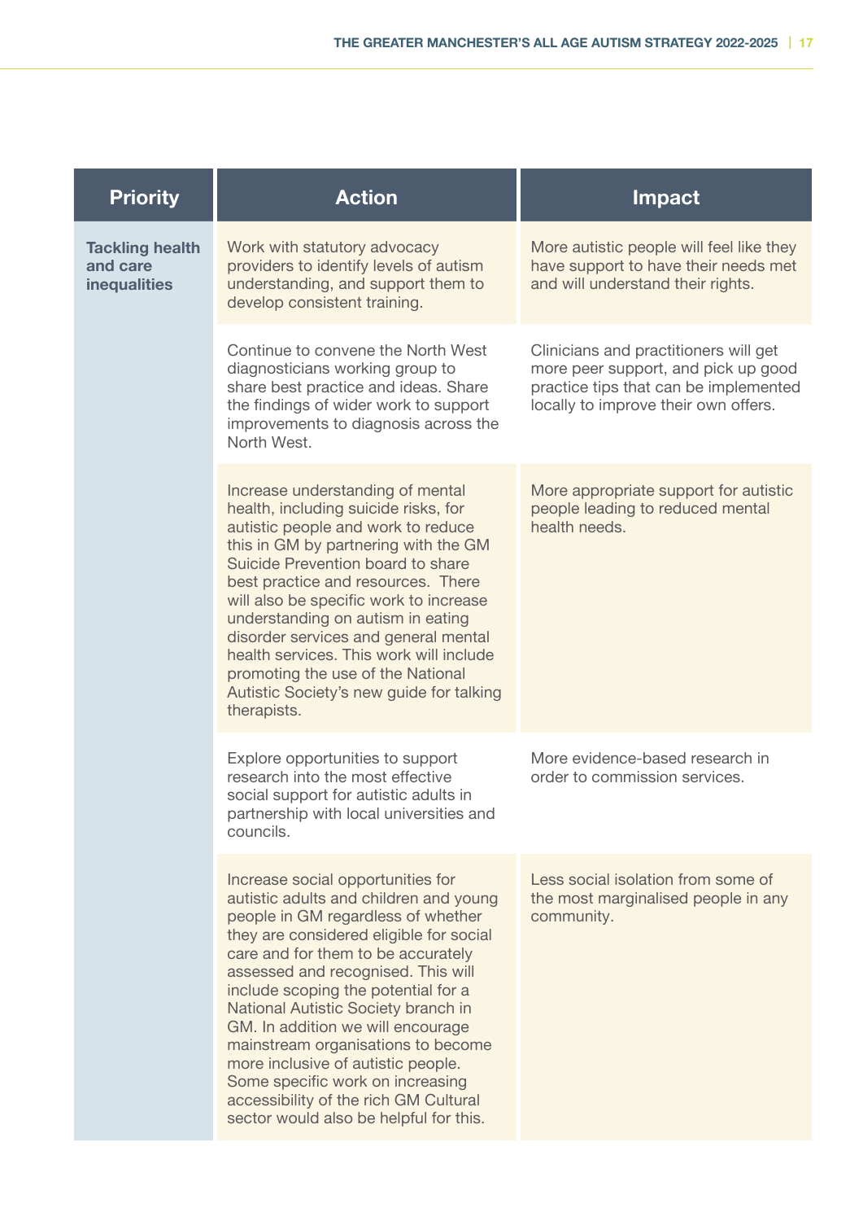| Priority | Action | Impact |
|---|---|---|
| **Tackling health and care inequalities** | Work with statutory advocacy providers to identify levels of autism understanding, and support them to develop consistent training. | More autistic people will feel like they have support to have their needs met and will understand their rights. |
| | Continue to convene the North West diagnosticians working group to share best practice and ideas. Share the findings of wider work to support improvements to diagnosis across the North West. | Clinicians and practitioners will get more peer support, and pick up good practice tips that can be implemented locally to improve their own offers. |
| | Increase understanding of mental health, including suicide risks, for autistic people and work to reduce this in GM by partnering with the GM Suicide Prevention board to share best practice and resources. There will also be specific work to increase understanding on autism in eating disorder services and general mental health services. This work will include promoting the use of the National Autistic Society's new guide for talking therapists. | More appropriate support for autistic people leading to reduced mental health needs. |
| | Explore opportunities to support research into the most effective social support for autistic adults in partnership with local universities and councils. | More evidence-based research in order to commission services. |
| | Increase social opportunities for autistic adults and children and young people in GM regardless of whether they are considered eligible for social care and for them to be accurately assessed and recognised. This will include scoping the potential for a National Autistic Society branch in GM. In addition we will encourage mainstream organisations to become more inclusive of autistic people. Some specific work on increasing accessibility of the rich GM Cultural sector would also be helpful for this. | Less social isolation from some of the most marginalised people in any community. |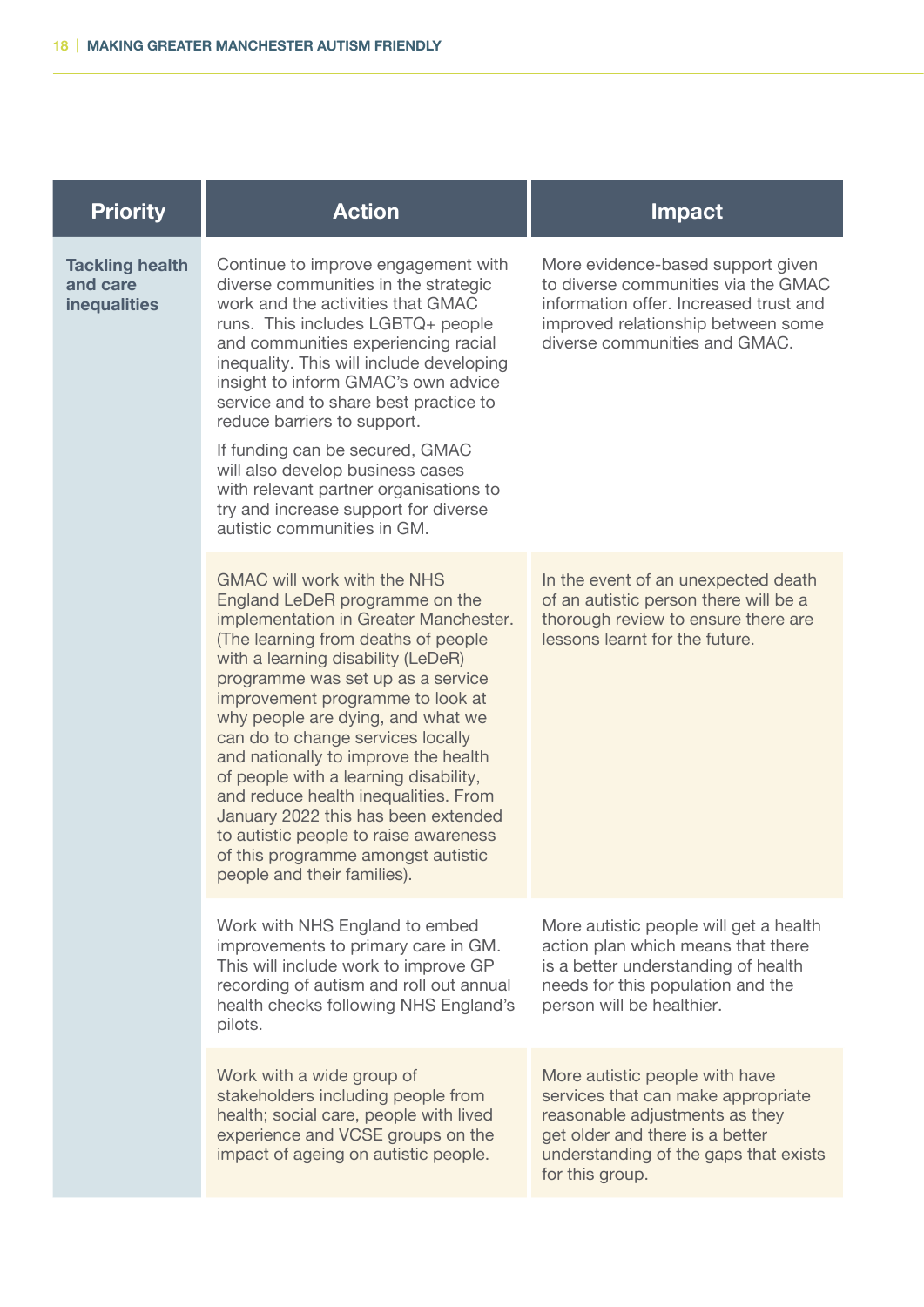| Priority | Action | Impact |
|---|---|---|
| **Tackling health and care inequalities** | Continue to improve engagement with diverse communities in the strategic work and the activities that GMAC runs. This includes LGBTQ+ people and communities experiencing racial inequality. This will include developing insight to inform GMAC's own advice service and to share best practice to reduce barriers to support.<br><br>If funding can be secured, GMAC will also develop business cases with relevant partner organisations to try and increase support for diverse autistic communities in GM. | More evidence-based support given to diverse communities via the GMAC information offer. Increased trust and improved relationship between some diverse communities and GMAC. |
| | GMAC will work with the NHS England LeDeR programme on the implementation in Greater Manchester. (The learning from deaths of people with a learning disability (LeDeR) programme was set up as a service improvement programme to look at why people are dying, and what we can do to change services locally and nationally to improve the health of people with a learning disability, and reduce health inequalities. From January 2022 this has been extended to autistic people to raise awareness of this programme amongst autistic people and their families). | In the event of an unexpected death of an autistic person there will be a thorough review to ensure there are lessons learnt for the future. |
| | Work with NHS England to embed improvements to primary care in GM. This will include work to improve GP recording of autism and roll out annual health checks following NHS England's pilots. | More autistic people will get a health action plan which means that there is a better understanding of health needs for this population and the person will be healthier. |
| | Work with a wide group of stakeholders including people from health; social care, people with lived experience and VCSE groups on the impact of ageing on autistic people. | More autistic people with have services that can make appropriate reasonable adjustments as they get older and there is a better understanding of the gaps that exists for this group. |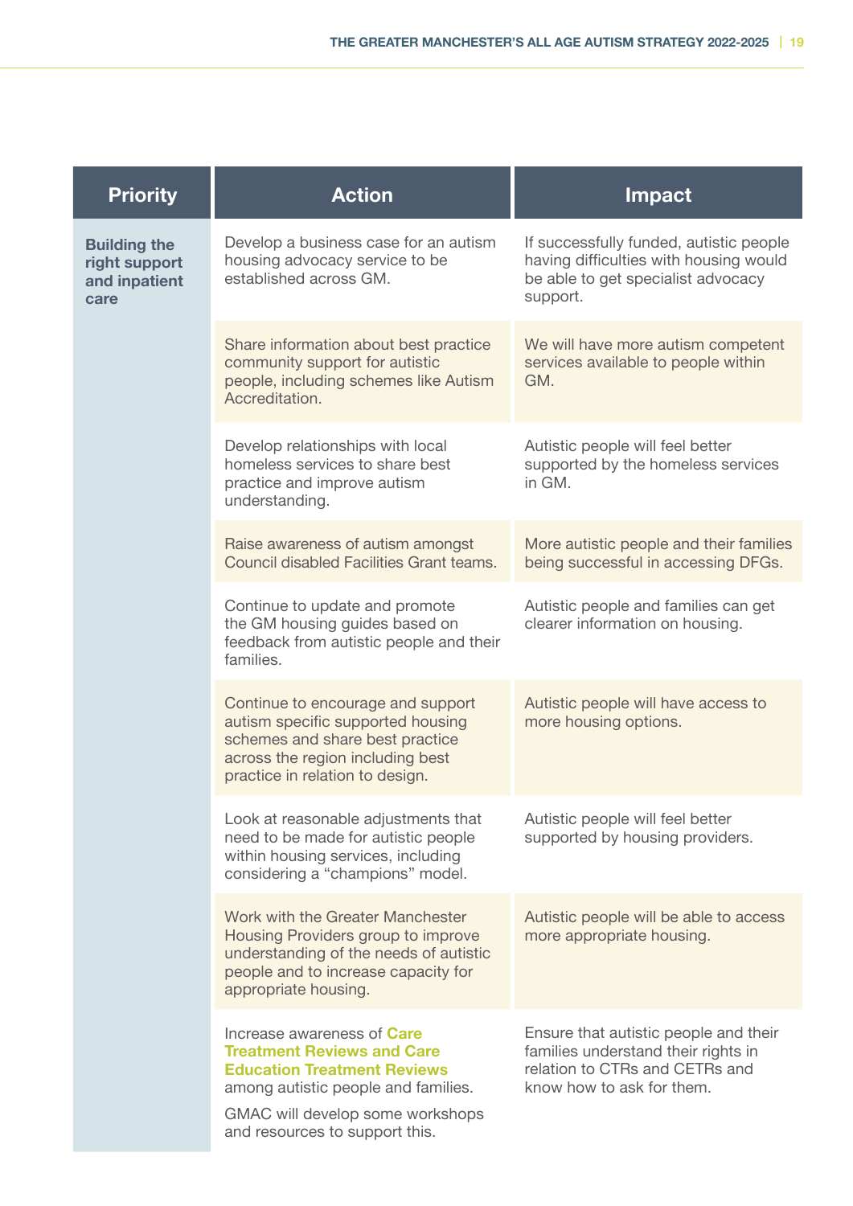| Priority | Action | Impact |
|---|---|---|
| **Building the right support and inpatient care** | Develop a business case for an autism housing advocacy service to be established across GM. | If successfully funded, autistic people having difficulties with housing would be able to get specialist advocacy support. |
| | Share information about best practice community support for autistic people, including schemes like Autism Accreditation. | We will have more autism competent services available to people within GM. |
| | Develop relationships with local homeless services to share best practice and improve autism understanding. | Autistic people will feel better supported by the homeless services in GM. |
| | Raise awareness of autism amongst Council disabled Facilities Grant teams. | More autistic people and their families being successful in accessing DFGs. |
| | Continue to update and promote the GM housing guides based on feedback from autistic people and their families. | Autistic people and families can get clearer information on housing. |
| | Continue to encourage and support autism specific supported housing schemes and share best practice across the region including best practice in relation to design. | Autistic people will have access to more housing options. |
| | Look at reasonable adjustments that need to be made for autistic people within housing services, including considering a "champions" model. | Autistic people will feel better supported by housing providers. |
| | Work with the Greater Manchester Housing Providers group to improve understanding of the needs of autistic people and to increase capacity for appropriate housing. | Autistic people will be able to access more appropriate housing. |
| | Increase awareness of **Care Treatment Reviews and Care Education Treatment Reviews** among autistic people and families. GMAC will develop some workshops and resources to support this. | Ensure that autistic people and their families understand their rights in relation to CTRs and CETRs and know how to ask for them. |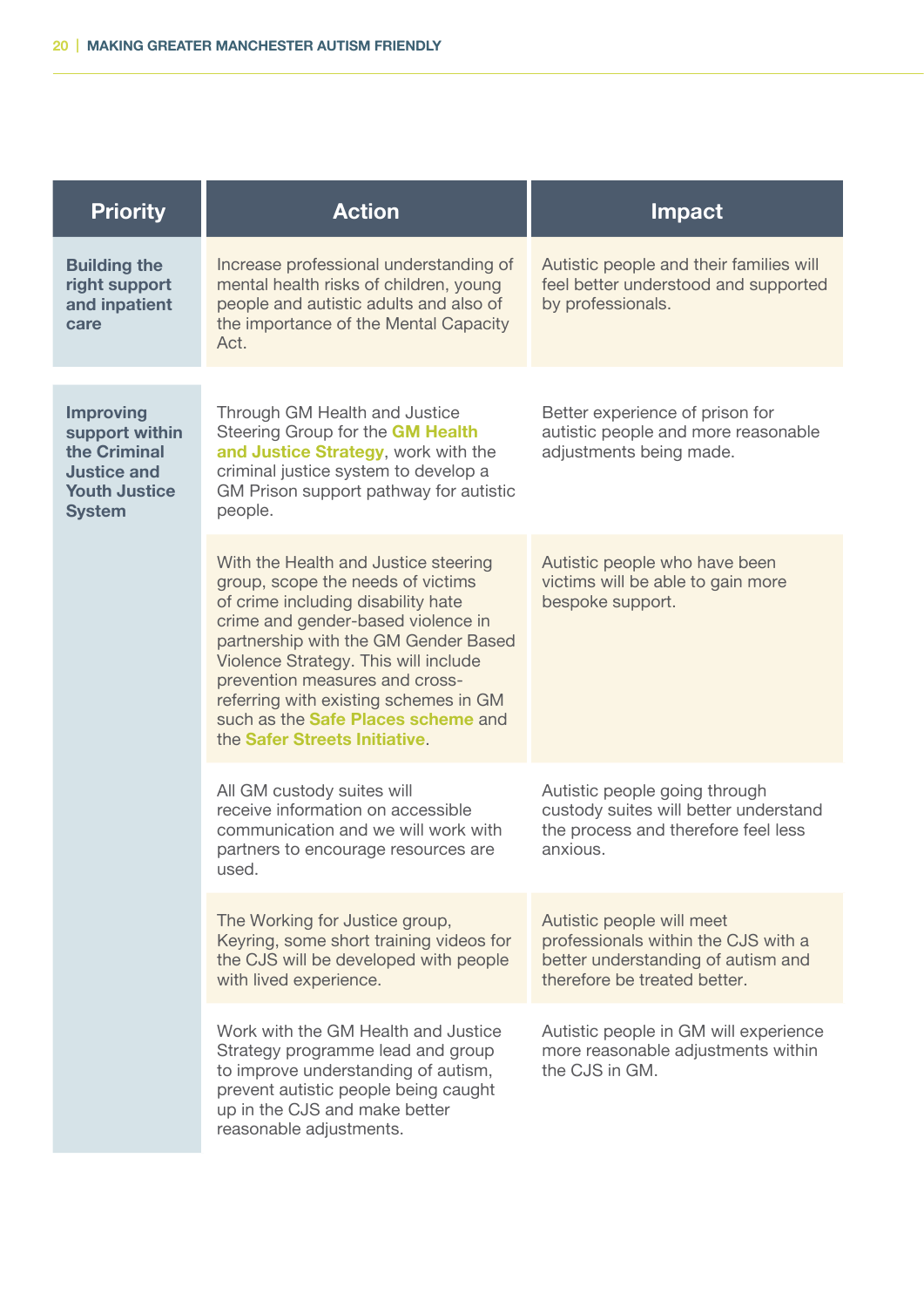| Priority | Action | Impact |
|---|---|---|
| **Building the right support and inpatient care** | Increase professional understanding of mental health risks of children, young people and autistic adults and also of the importance of the Mental Capacity Act. | Autistic people and their families will feel better understood and supported by professionals. |
| **Improving support within the Criminal Justice and Youth Justice System** | Through GM Health and Justice Steering Group for the **GM Health and Justice Strategy**, work with the criminal justice system to develop a GM Prison support pathway for autistic people. | Better experience of prison for autistic people and more reasonable adjustments being made. |
| | With the Health and Justice steering group, scope the needs of victims of crime including disability hate crime and gender-based violence in partnership with the GM Gender Based Violence Strategy. This will include prevention measures and cross-referring with existing schemes in GM such as the **Safe Places scheme** and the **Safer Streets Initiative**. | Autistic people who have been victims will be able to gain more bespoke support. |
| | All GM custody suites will receive information on accessible communication and we will work with partners to encourage resources are used. | Autistic people going through custody suites will better understand the process and therefore feel less anxious. |
| | The Working for Justice group, Keyring, some short training videos for the CJS will be developed with people with lived experience. | Autistic people will meet professionals within the CJS with a better understanding of autism and therefore be treated better. |
| | Work with the GM Health and Justice Strategy programme lead and group to improve understanding of autism, prevent autistic people being caught up in the CJS and make better reasonable adjustments. | Autistic people in GM will experience more reasonable adjustments within the CJS in GM. |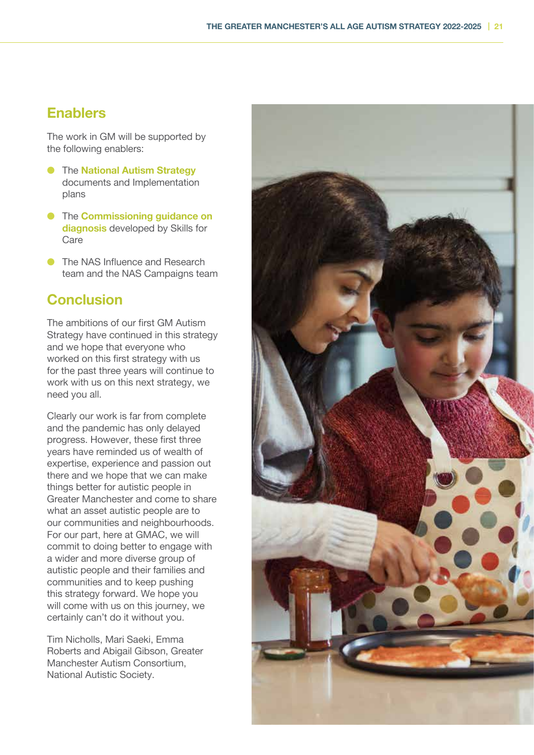## Enablers

The work in GM will be supported by the following enablers:

- The **National Autism Strategy** documents and Implementation plans
- The **Commissioning guidance on diagnosis** developed by Skills for Care
- The NAS Influence and Research team and the NAS Campaigns team

## Conclusion

The ambitions of our first GM Autism Strategy have continued in this strategy and we hope that everyone who worked on this first strategy with us for the past three years will continue to work with us on this next strategy, we need you all.

Clearly our work is far from complete and the pandemic has only delayed progress. However, these first three years have reminded us of wealth of expertise, experience and passion out there and we hope that we can make things better for autistic people in Greater Manchester and come to share what an asset autistic people are to our communities and neighbourhoods. For our part, here at GMAC, we will commit to doing better to engage with a wider and more diverse group of autistic people and their families and communities and to keep pushing this strategy forward. We hope you will come with us on this journey, we certainly can't do it without you.

Tim Nicholls, Mari Saeki, Emma Roberts and Abigail Gibson, Greater Manchester Autism Consortium, National Autistic Society.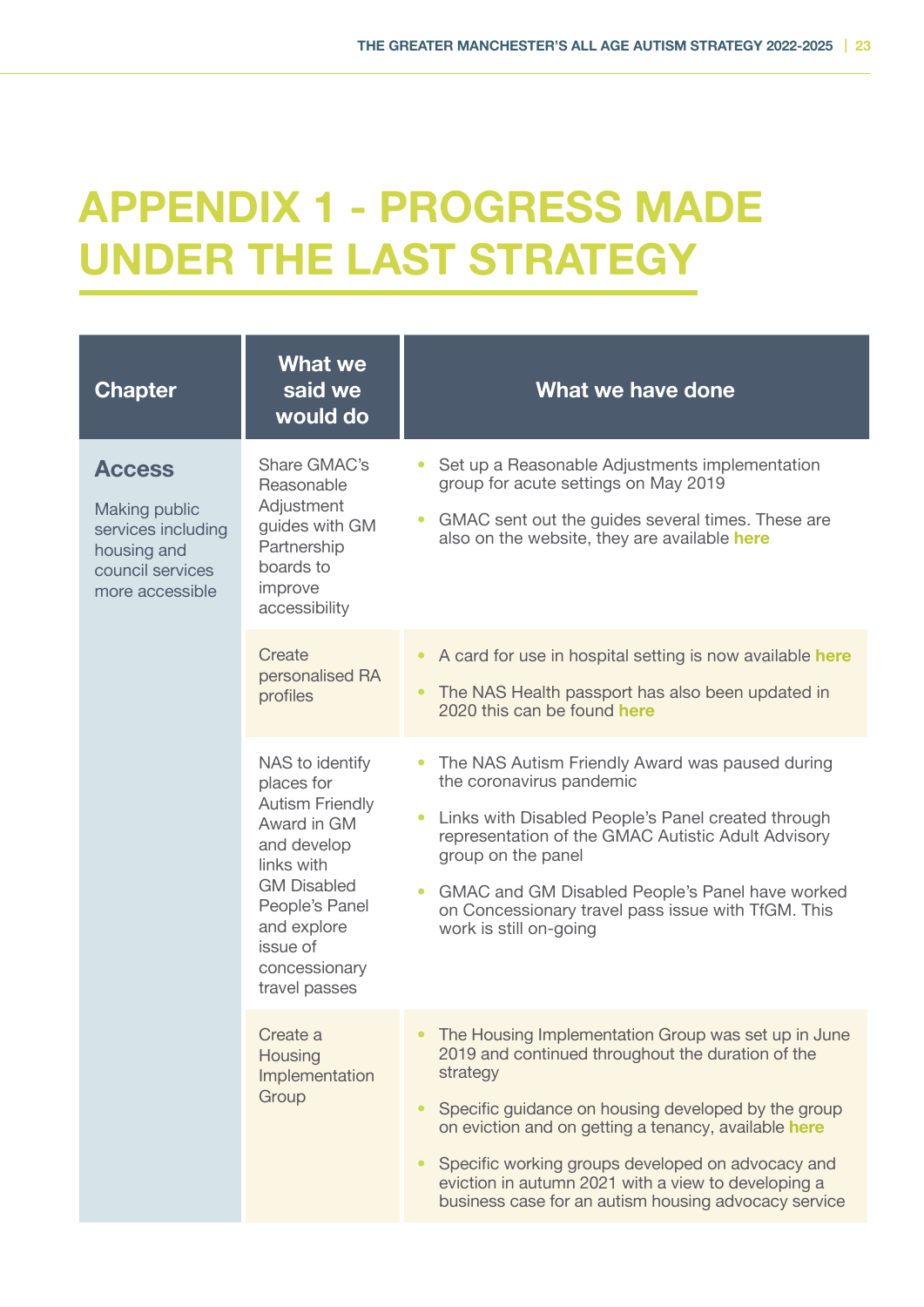# APPENDIX 1 - PROGRESS MADE UNDER THE LAST STRATEGY

| Chapter | What we said we would do | What we have done |
|---|---|---|
| **Access**<br><br>Making public services including housing and council services more accessible | Share GMAC's Reasonable Adjustment guides with GM Partnership boards to improve accessibility | • Set up a Reasonable Adjustments implementation group for acute settings on May 2019<br>• GMAC sent out the guides several times. These are also on the website, they are available **here** |
| | Create personalised RA profiles | • A card for use in hospital setting is now available **here**<br>• The NAS Health passport has also been updated in 2020 this can be found **here** |
| | NAS to identify places for Autism Friendly Award in GM and develop links with GM Disabled People's Panel and explore issue of concessionary travel passes | • The NAS Autism Friendly Award was paused during the coronavirus pandemic<br>• Links with Disabled People's Panel created through representation of the GMAC Autistic Adult Advisory group on the panel<br>• GMAC and GM Disabled People's Panel have worked on Concessionary travel pass issue with TfGM. This work is still on-going |
| | Create a Housing Implementation Group | • The Housing Implementation Group was set up in June 2019 and continued throughout the duration of the strategy<br>• Specific guidance on housing developed by the group on eviction and on getting a tenancy, available **here**<br>• Specific working groups developed on advocacy and eviction in autumn 2021 with a view to developing a business case for an autism housing advocacy service |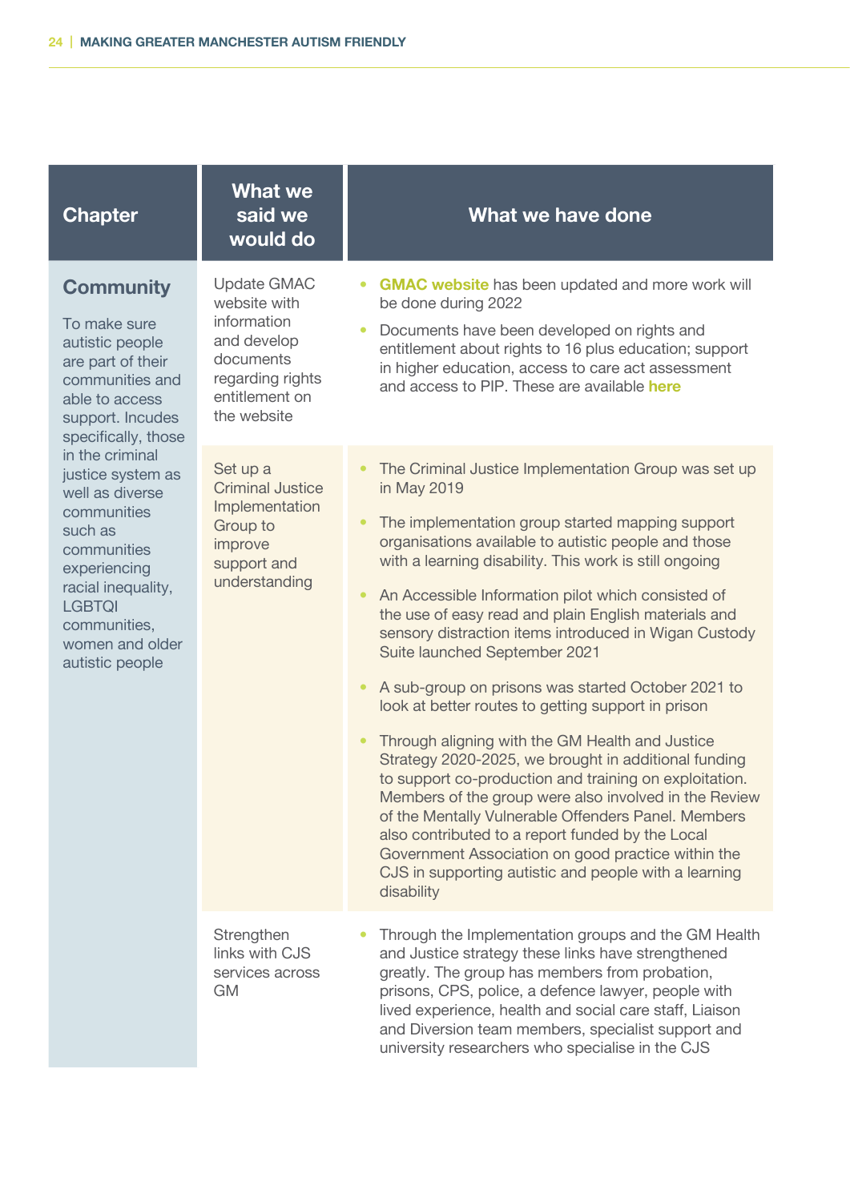| Chapter | What we said we would do | What we have done |
| --- | --- | --- |
| **Community**<br><br>To make sure autistic people are part of their communities and able to access support. Incudes specifically, those in the criminal justice system as well as diverse communities such as communities experiencing racial inequality, LGBTQI communities, women and older autistic people | Update GMAC website with information and develop documents regarding rights entitlement on the website | • **GMAC website** has been updated and more work will be done during 2022<br>• Documents have been developed on rights and entitlement about rights to 16 plus education; support in higher education, access to care act assessment and access to PIP. These are available **here** |
| | Set up a Criminal Justice Implementation Group to improve support and understanding | • The Criminal Justice Implementation Group was set up in May 2019<br>• The implementation group started mapping support organisations available to autistic people and those with a learning disability. This work is still ongoing<br>• An Accessible Information pilot which consisted of the use of easy read and plain English materials and sensory distraction items introduced in Wigan Custody Suite launched September 2021<br>• A sub-group on prisons was started October 2021 to look at better routes to getting support in prison<br>• Through aligning with the GM Health and Justice Strategy 2020-2025, we brought in additional funding to support co-production and training on exploitation. Members of the group were also involved in the Review of the Mentally Vulnerable Offenders Panel. Members also contributed to a report funded by the Local Government Association on good practice within the CJS in supporting autistic and people with a learning disability |
| | Strengthen links with CJS services across GM | • Through the Implementation groups and the GM Health and Justice strategy these links have strengthened greatly. The group has members from probation, prisons, CPS, police, a defence lawyer, people with lived experience, health and social care staff, Liaison and Diversion team members, specialist support and university researchers who specialise in the CJS |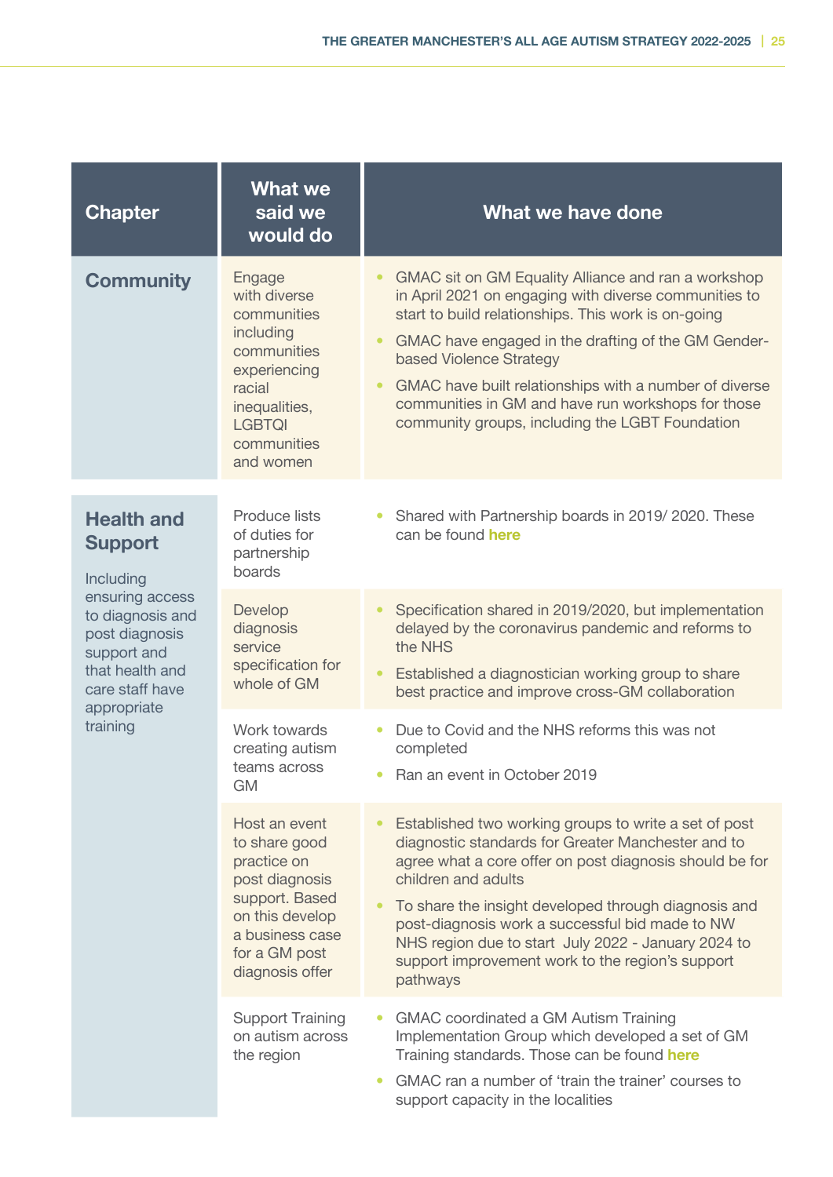| Chapter | What we said we would do | What we have done |
|---|---|---|
| **Community** | Engage with diverse communities including communities experiencing racial inequalities, LGBTQI communities and women | • GMAC sit on GM Equality Alliance and ran a workshop in April 2021 on engaging with diverse communities to start to build relationships. This work is on-going<br>• GMAC have engaged in the drafting of the GM Gender-based Violence Strategy<br>• GMAC have built relationships with a number of diverse communities in GM and have run workshops for those community groups, including the LGBT Foundation |
| **Health and Support**<br><br>Including ensuring access to diagnosis and post diagnosis support and that health and care staff have appropriate training | Produce lists of duties for partnership boards | • Shared with Partnership boards in 2019/ 2020. These can be found **here** |
| | Develop diagnosis service specification for whole of GM | • Specification shared in 2019/2020, but implementation delayed by the coronavirus pandemic and reforms to the NHS<br>• Established a diagnostician working group to share best practice and improve cross-GM collaboration |
| | Work towards creating autism teams across GM | • Due to Covid and the NHS reforms this was not completed<br>• Ran an event in October 2019 |
| | Host an event to share good practice on post diagnosis support. Based on this develop a business case for a GM post diagnosis offer | • Established two working groups to write a set of post diagnostic standards for Greater Manchester and to agree what a core offer on post diagnosis should be for children and adults<br>• To share the insight developed through diagnosis and post-diagnosis work a successful bid made to NW NHS region due to start July 2022 - January 2024 to support improvement work to the region's support pathways |
| | Support Training on autism across the region | • GMAC coordinated a GM Autism Training Implementation Group which developed a set of GM Training standards. Those can be found **here**<br>• GMAC ran a number of 'train the trainer' courses to support capacity in the localities |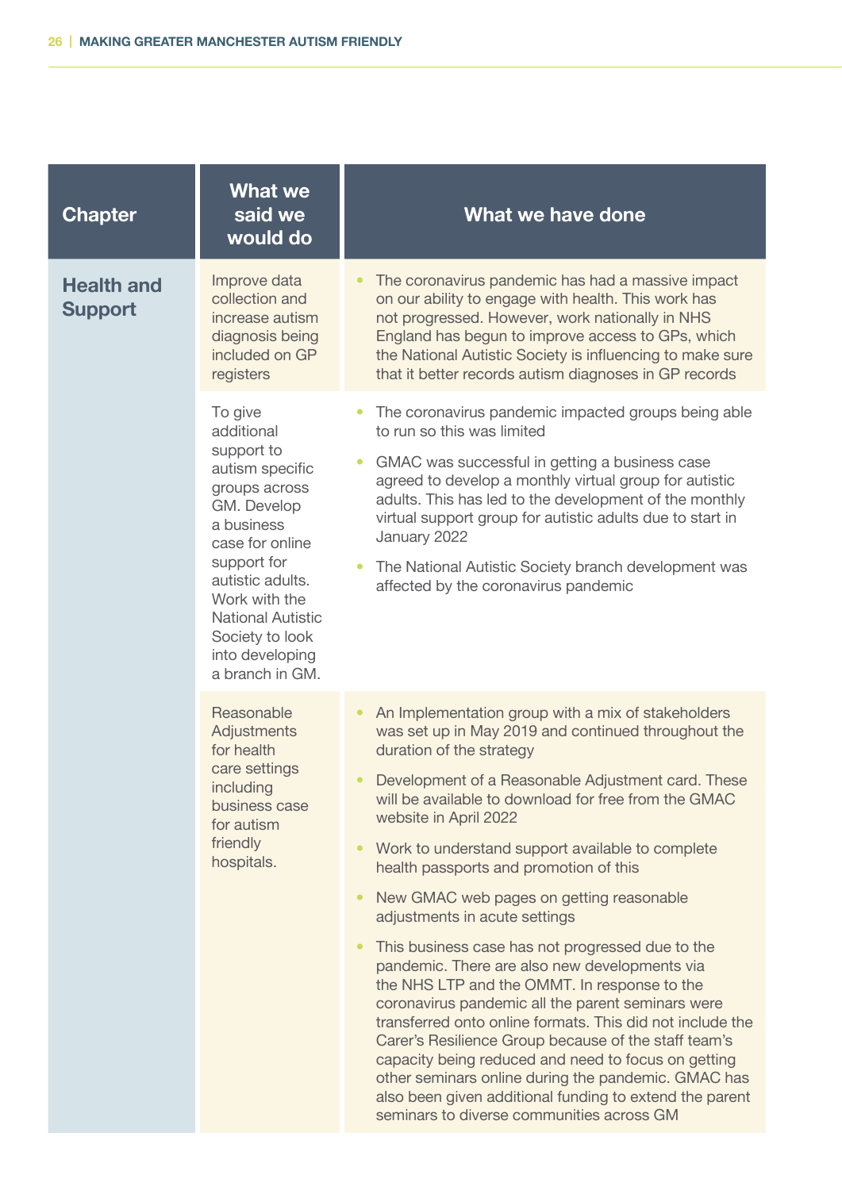| Chapter | What we said we would do | What we have done |
|---|---|---|
| Health and Support | Improve data collection and increase autism diagnosis being included on GP registers | • The coronavirus pandemic has had a massive impact on our ability to engage with health. This work has not progressed. However, work nationally in NHS England has begun to improve access to GPs, which the National Autistic Society is influencing to make sure that it better records autism diagnoses in GP records |
| | To give additional support to autism specific groups across GM. Develop a business case for online support for autistic adults. Work with the National Autistic Society to look into developing a branch in GM. | • The coronavirus pandemic impacted groups being able to run so this was limited<br>• GMAC was successful in getting a business case agreed to develop a monthly virtual group for autistic adults. This has led to the development of the monthly virtual support group for autistic adults due to start in January 2022<br>• The National Autistic Society branch development was affected by the coronavirus pandemic |
| | Reasonable Adjustments for health care settings including business case for autism friendly hospitals. | • An Implementation group with a mix of stakeholders was set up in May 2019 and continued throughout the duration of the strategy<br>• Development of a Reasonable Adjustment card. These will be available to download for free from the GMAC website in April 2022<br>• Work to understand support available to complete health passports and promotion of this<br>• New GMAC web pages on getting reasonable adjustments in acute settings<br>• This business case has not progressed due to the pandemic. There are also new developments via the NHS LTP and the OMMT. In response to the coronavirus pandemic all the parent seminars were transferred onto online formats. This did not include the Carer's Resilience Group because of the staff team's capacity being reduced and need to focus on getting other seminars online during the pandemic. GMAC has also been given additional funding to extend the parent seminars to diverse communities across GM |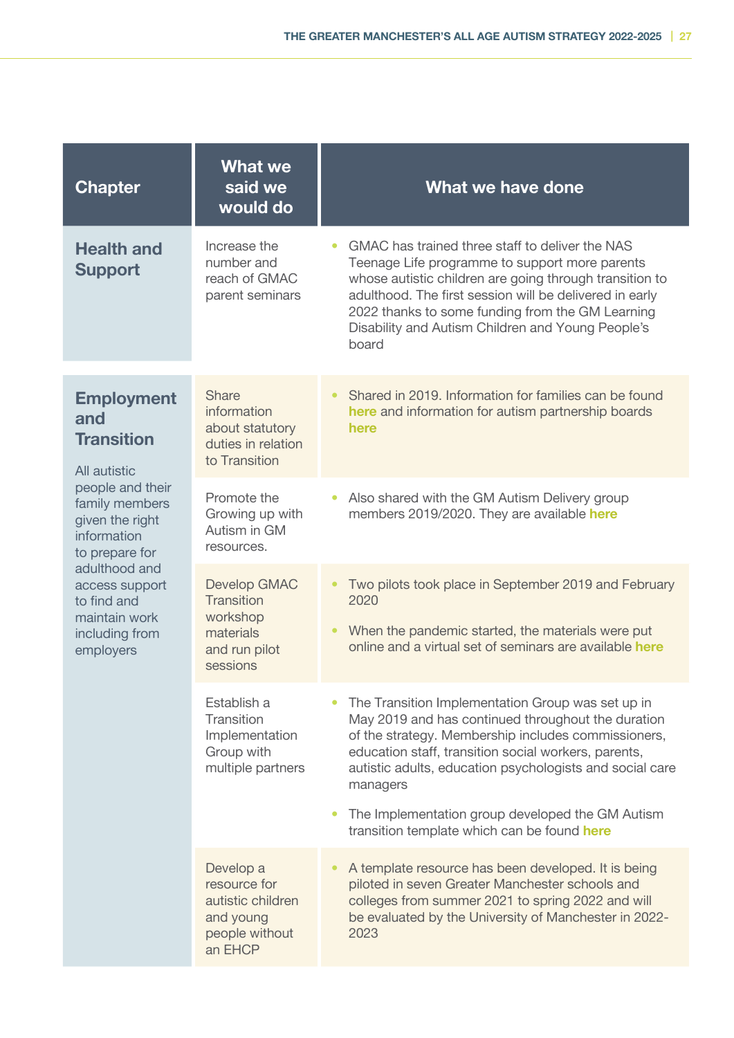| Chapter | What we said we would do | What we have done |
|---|---|---|
| **Health and Support** | Increase the number and reach of GMAC parent seminars | • GMAC has trained three staff to deliver the NAS Teenage Life programme to support more parents whose autistic children are going through transition to adulthood. The first session will be delivered in early 2022 thanks to some funding from the GM Learning Disability and Autism Children and Young People's board |
| **Employment and Transition**<br><br>All autistic people and their family members given the right information to prepare for adulthood and access support to find and maintain work including from employers | Share information about statutory duties in relation to Transition | • Shared in 2019. Information for families can be found **here** and information for autism partnership boards **here** |
| | Promote the Growing up with Autism in GM resources. | • Also shared with the GM Autism Delivery group members 2019/2020. They are available **here** |
| | Develop GMAC Transition workshop materials and run pilot sessions | • Two pilots took place in September 2019 and February 2020<br><br>• When the pandemic started, the materials were put online and a virtual set of seminars are available **here** |
| | Establish a Transition Implementation Group with multiple partners | • The Transition Implementation Group was set up in May 2019 and has continued throughout the duration of the strategy. Membership includes commissioners, education staff, transition social workers, parents, autistic adults, education psychologists and social care managers<br><br>• The Implementation group developed the GM Autism transition template which can be found **here** |
| | Develop a resource for autistic children and young people without an EHCP | • A template resource has been developed. It is being piloted in seven Greater Manchester schools and colleges from summer 2021 to spring 2022 and will be evaluated by the University of Manchester in 2022-2023 |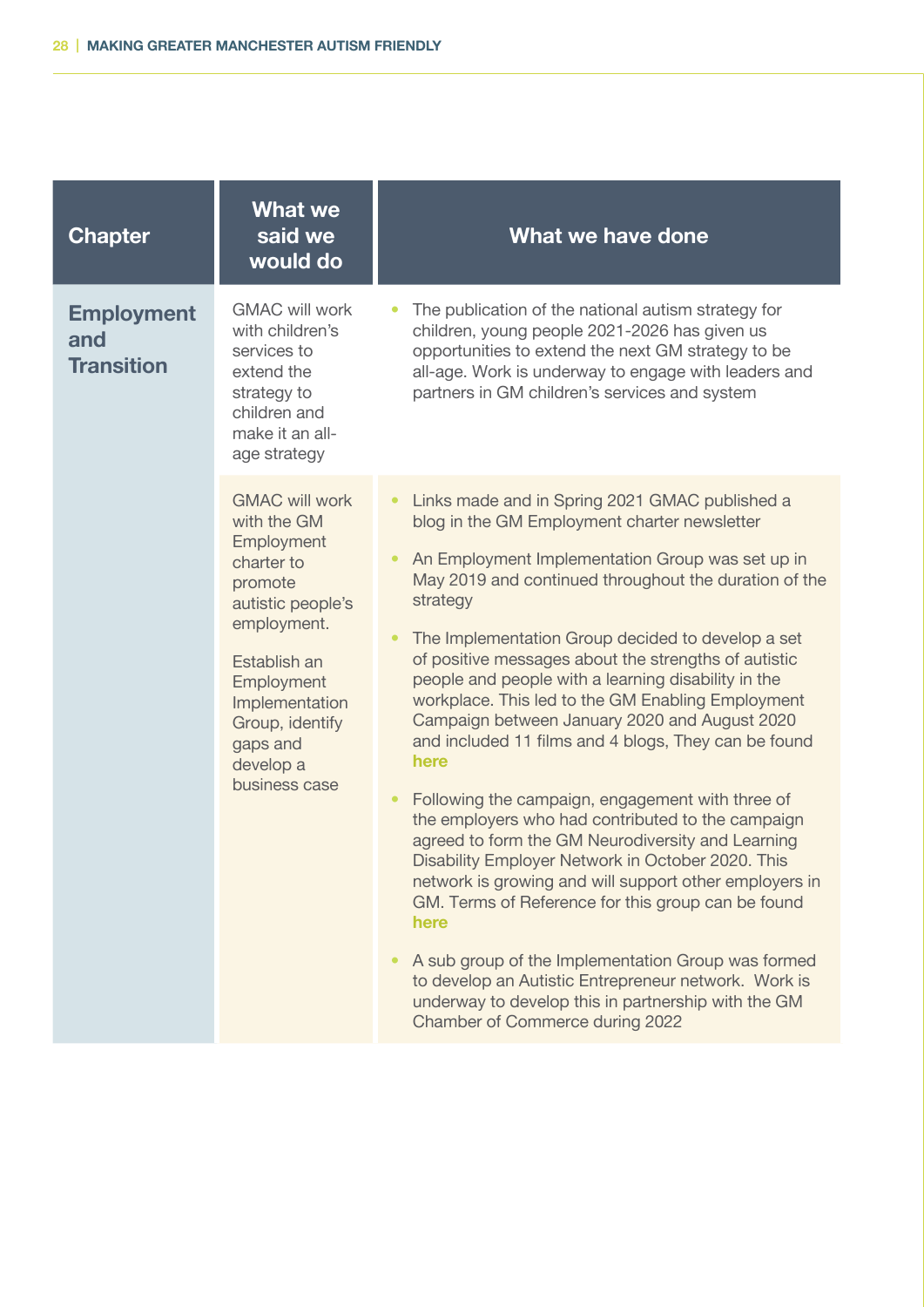| Chapter | What we said we would do | What we have done |
|---|---|---|
| **Employment and Transition** | GMAC will work with children's services to extend the strategy to children and make it an all-age strategy | • The publication of the national autism strategy for children, young people 2021-2026 has given us opportunities to extend the next GM strategy to be all-age. Work is underway to engage with leaders and partners in GM children's services and system |
| | GMAC will work with the GM Employment charter to promote autistic people's employment.<br><br>Establish an Employment Implementation Group, identify gaps and develop a business case | • Links made and in Spring 2021 GMAC published a blog in the GM Employment charter newsletter<br><br>• An Employment Implementation Group was set up in May 2019 and continued throughout the duration of the strategy<br><br>• The Implementation Group decided to develop a set of positive messages about the strengths of autistic people and people with a learning disability in the workplace. This led to the GM Enabling Employment Campaign between January 2020 and August 2020 and included 11 films and 4 blogs, They can be found **here**<br><br>• Following the campaign, engagement with three of the employers who had contributed to the campaign agreed to form the GM Neurodiversity and Learning Disability Employer Network in October 2020. This network is growing and will support other employers in GM. Terms of Reference for this group can be found **here**<br><br>• A sub group of the Implementation Group was formed to develop an Autistic Entrepreneur network. Work is underway to develop this in partnership with the GM Chamber of Commerce during 2022 |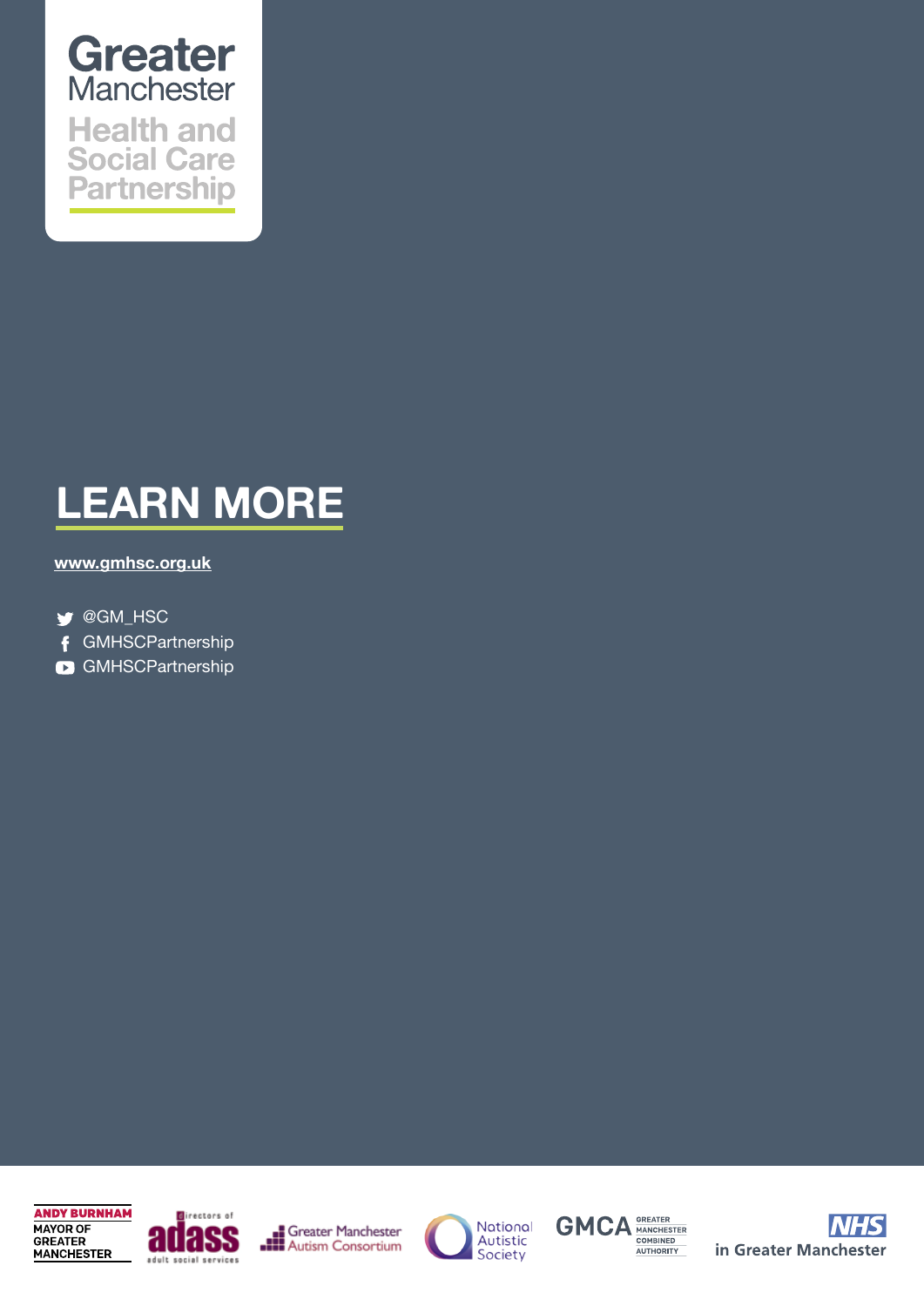Greater Manchester Health and Social Care Partnership

# LEARN MORE

www.gmhsc.org.uk

@GM_HSC
GMHSCPartnership
GMHSCPartnership

ANDY BURNHAM MAYOR OF GREATER MANCHESTER

directors of adass adult social services

Greater Manchester Autism Consortium

National Autistic Society

GMCA GREATER MANCHESTER COMBINED AUTHORITY

NHS in Greater Manchester